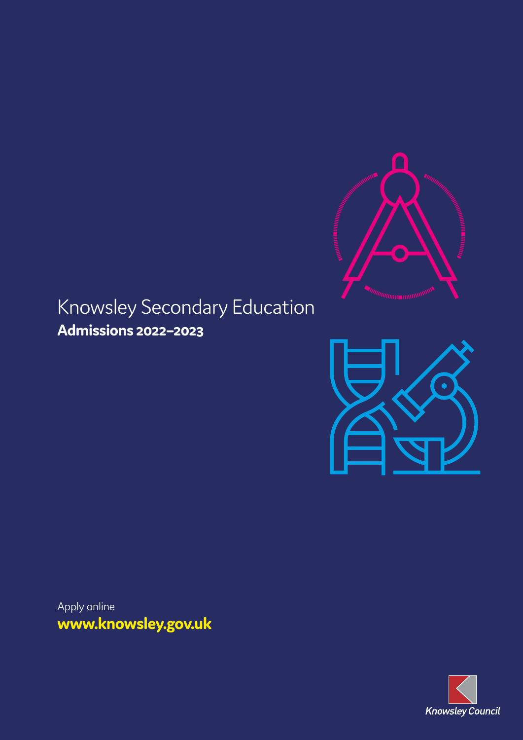# Knowsley Secondary Education

**Admissions 2022–2023**

Apply online

**www.knowsley.gov.uk**

Knowsley Council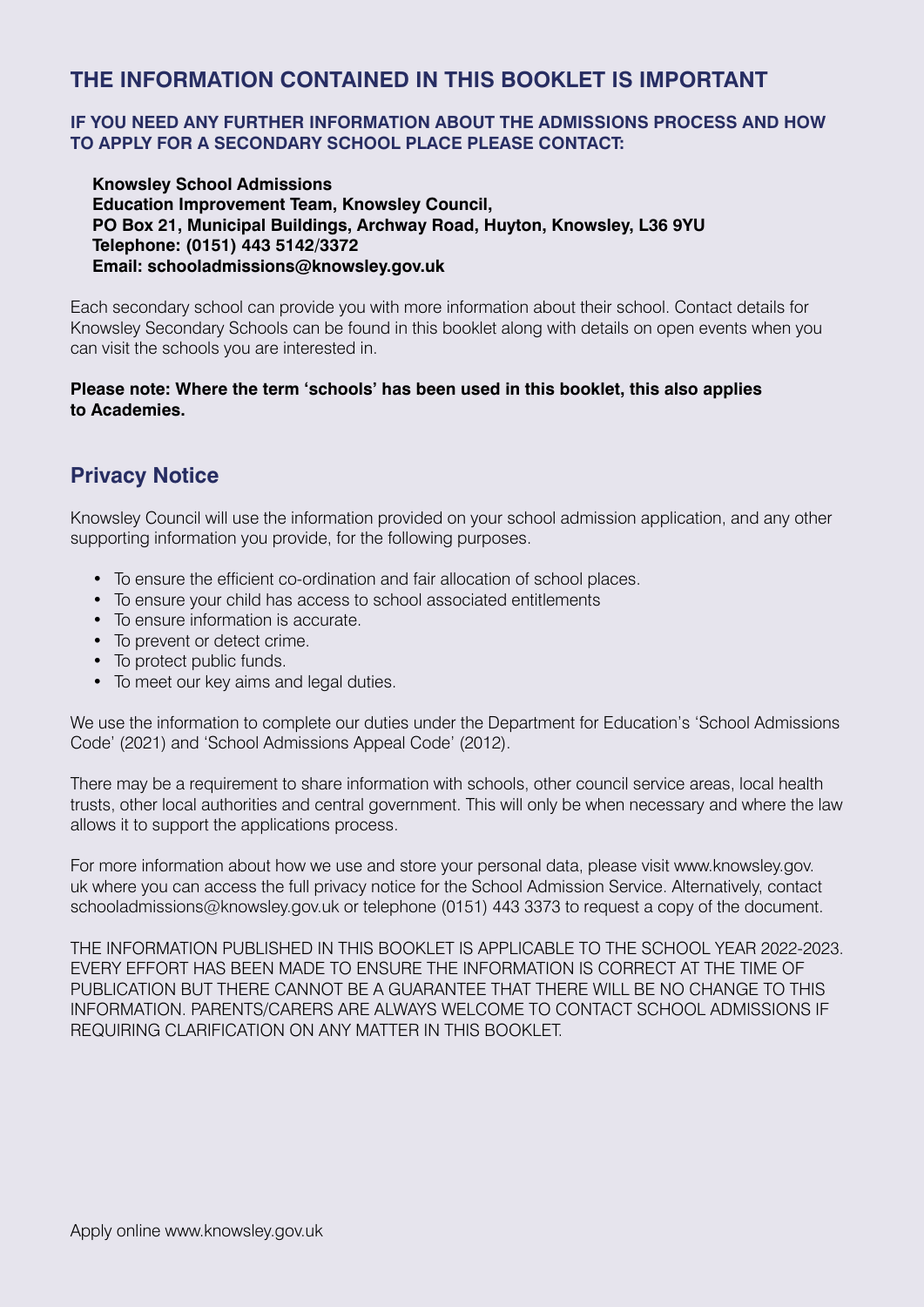## THE INFORMATION CONTAINED IN THIS BOOKLET IS IMPORTANT

**IF YOU NEED ANY FURTHER INFORMATION ABOUT THE ADMISSIONS PROCESS AND HOW TO APPLY FOR A SECONDARY SCHOOL PLACE PLEASE CONTACT:**

**Knowsley School Admissions**
**Education Improvement Team, Knowsley Council,**
**PO Box 21, Municipal Buildings, Archway Road, Huyton, Knowsley, L36 9YU**
**Telephone: (0151) 443 5142/3372**
**Email: schooladmissions@knowsley.gov.uk**

Each secondary school can provide you with more information about their school. Contact details for Knowsley Secondary Schools can be found in this booklet along with details on open events when you can visit the schools you are interested in.

**Please note: Where the term 'schools' has been used in this booklet, this also applies to Academies.**

## Privacy Notice

Knowsley Council will use the information provided on your school admission application, and any other supporting information you provide, for the following purposes.

- To ensure the efficient co-ordination and fair allocation of school places.
- To ensure your child has access to school associated entitlements
- To ensure information is accurate.
- To prevent or detect crime.
- To protect public funds.
- To meet our key aims and legal duties.

We use the information to complete our duties under the Department for Education's 'School Admissions Code' (2021) and 'School Admissions Appeal Code' (2012).

There may be a requirement to share information with schools, other council service areas, local health trusts, other local authorities and central government. This will only be when necessary and where the law allows it to support the applications process.

For more information about how we use and store your personal data, please visit www.knowsley.gov.uk where you can access the full privacy notice for the School Admission Service. Alternatively, contact schooladmissions@knowsley.gov.uk or telephone (0151) 443 3373 to request a copy of the document.

THE INFORMATION PUBLISHED IN THIS BOOKLET IS APPLICABLE TO THE SCHOOL YEAR 2022-2023. EVERY EFFORT HAS BEEN MADE TO ENSURE THE INFORMATION IS CORRECT AT THE TIME OF PUBLICATION BUT THERE CANNOT BE A GUARANTEE THAT THERE WILL BE NO CHANGE TO THIS INFORMATION. PARENTS/CARERS ARE ALWAYS WELCOME TO CONTACT SCHOOL ADMISSIONS IF REQUIRING CLARIFICATION ON ANY MATTER IN THIS BOOKLET.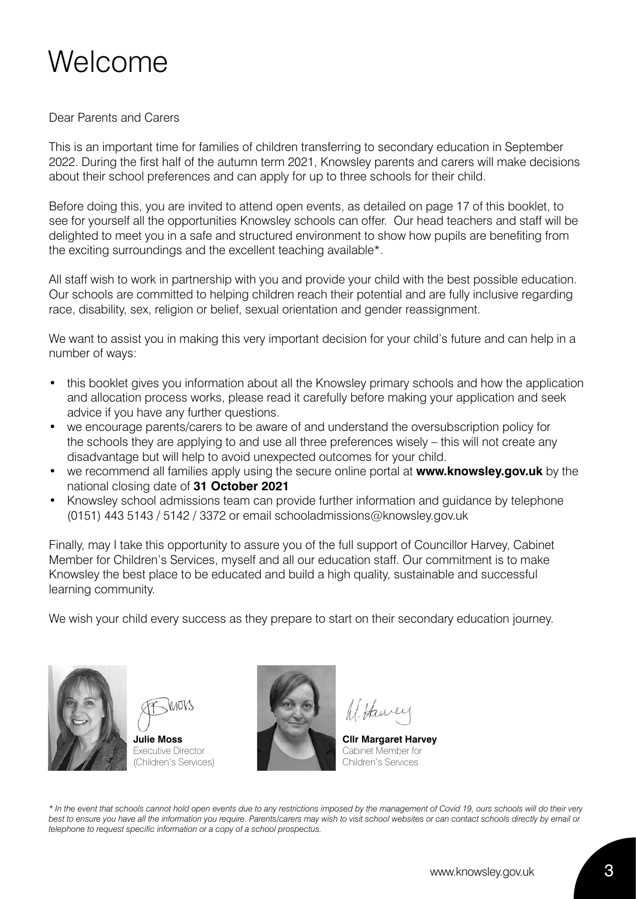# Welcome

Dear Parents and Carers

This is an important time for families of children transferring to secondary education in September 2022. During the first half of the autumn term 2021, Knowsley parents and carers will make decisions about their school preferences and can apply for up to three schools for their child.

Before doing this, you are invited to attend open events, as detailed on page 17 of this booklet, to see for yourself all the opportunities Knowsley schools can offer. Our head teachers and staff will be delighted to meet you in a safe and structured environment to show how pupils are benefiting from the exciting surroundings and the excellent teaching available*.

All staff wish to work in partnership with you and provide your child with the best possible education. Our schools are committed to helping children reach their potential and are fully inclusive regarding race, disability, sex, religion or belief, sexual orientation and gender reassignment.

We want to assist you in making this very important decision for your child's future and can help in a number of ways:

- this booklet gives you information about all the Knowsley primary schools and how the application and allocation process works, please read it carefully before making your application and seek advice if you have any further questions.
- we encourage parents/carers to be aware of and understand the oversubscription policy for the schools they are applying to and use all three preferences wisely – this will not create any disadvantage but will help to avoid unexpected outcomes for your child.
- we recommend all families apply using the secure online portal at **www.knowsley.gov.uk** by the national closing date of **31 October 2021**
- Knowsley school admissions team can provide further information and guidance by telephone (0151) 443 5143 / 5142 / 3372 or email schooladmissions@knowsley.gov.uk

Finally, may I take this opportunity to assure you of the full support of Councillor Harvey, Cabinet Member for Children's Services, myself and all our education staff. Our commitment is to make Knowsley the best place to be educated and build a high quality, sustainable and successful learning community.

We wish your child every success as they prepare to start on their secondary education journey.

**Julie Moss**
Executive Director
(Children's Services)

**Cllr Margaret Harvey**
Cabinet Member for
Children's Services

*\* In the event that schools cannot hold open events due to any restrictions imposed by the management of Covid 19, ours schools will do their very best to ensure you have all the information you require. Parents/carers may wish to visit school websites or can contact schools directly by email or telephone to request specific information or a copy of a school prospectus.*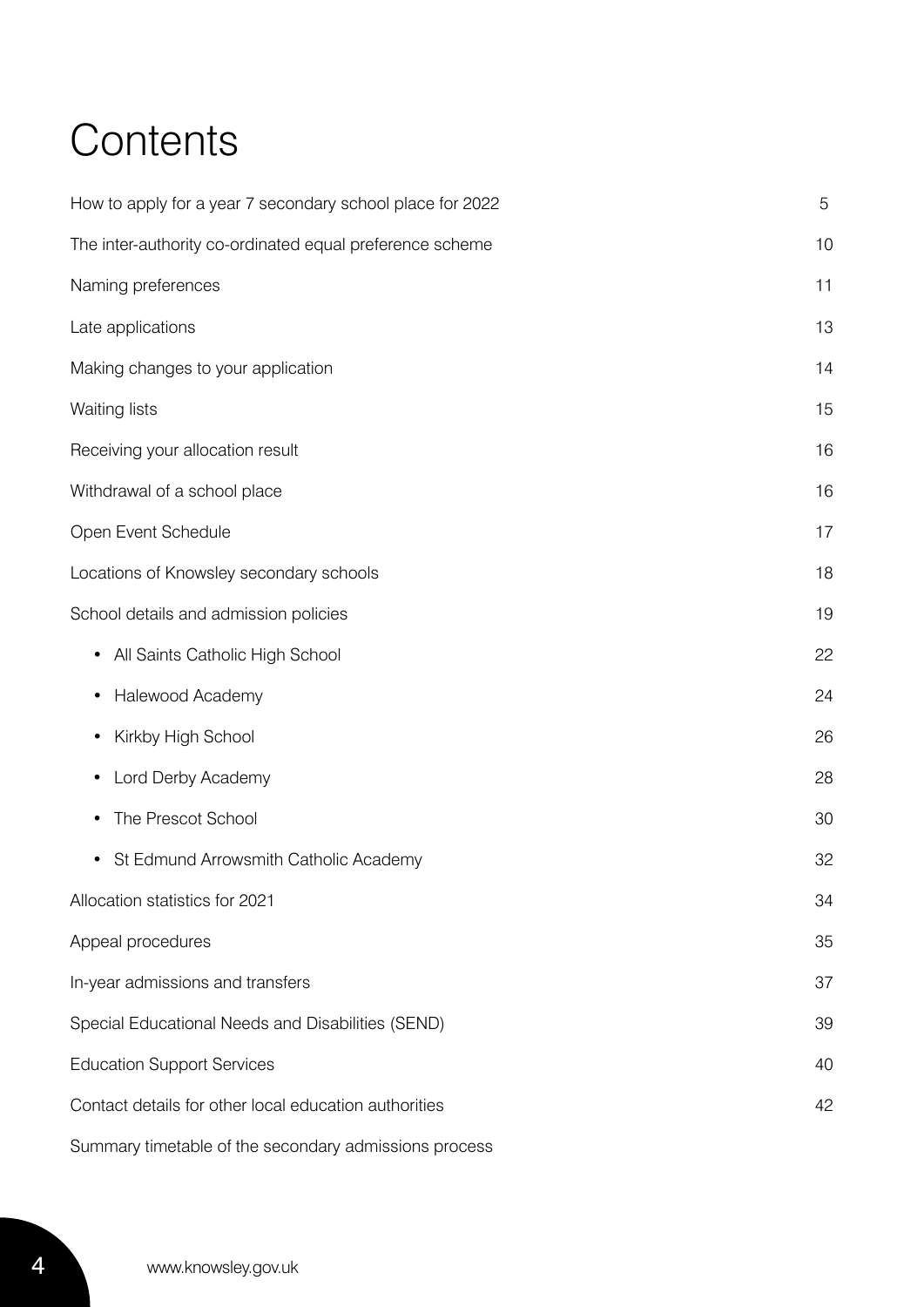# Contents

| | |
|---|---|
| How to apply for a year 7 secondary school place for 2022 | 5 |
| The inter-authority co-ordinated equal preference scheme | 10 |
| Naming preferences | 11 |
| Late applications | 13 |
| Making changes to your application | 14 |
| Waiting lists | 15 |
| Receiving your allocation result | 16 |
| Withdrawal of a school place | 16 |
| Open Event Schedule | 17 |
| Locations of Knowsley secondary schools | 18 |
| School details and admission policies | 19 |
| • All Saints Catholic High School | 22 |
| • Halewood Academy | 24 |
| • Kirkby High School | 26 |
| • Lord Derby Academy | 28 |
| • The Prescot School | 30 |
| • St Edmund Arrowsmith Catholic Academy | 32 |
| Allocation statistics for 2021 | 34 |
| Appeal procedures | 35 |
| In-year admissions and transfers | 37 |
| Special Educational Needs and Disabilities (SEND) | 39 |
| Education Support Services | 40 |
| Contact details for other local education authorities | 42 |
| Summary timetable of the secondary admissions process | |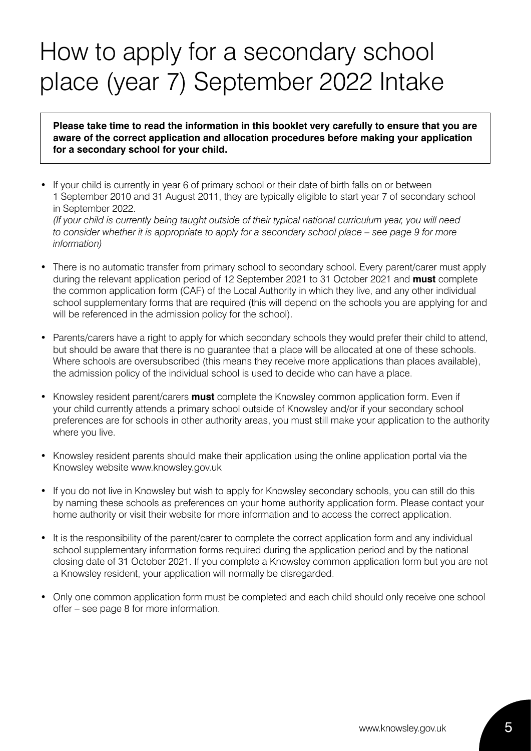# How to apply for a secondary school place (year 7) September 2022 Intake

**Please take time to read the information in this booklet very carefully to ensure that you are aware of the correct application and allocation procedures before making your application for a secondary school for your child.**

- If your child is currently in year 6 of primary school or their date of birth falls on or between 1 September 2010 and 31 August 2011, they are typically eligible to start year 7 of secondary school in September 2022.
  *(If your child is currently being taught outside of their typical national curriculum year, you will need to consider whether it is appropriate to apply for a secondary school place – see page 9 for more information)*

- There is no automatic transfer from primary school to secondary school. Every parent/carer must apply during the relevant application period of 12 September 2021 to 31 October 2021 and **must** complete the common application form (CAF) of the Local Authority in which they live, and any other individual school supplementary forms that are required (this will depend on the schools you are applying for and will be referenced in the admission policy for the school).

- Parents/carers have a right to apply for which secondary schools they would prefer their child to attend, but should be aware that there is no guarantee that a place will be allocated at one of these schools. Where schools are oversubscribed (this means they receive more applications than places available), the admission policy of the individual school is used to decide who can have a place.

- Knowsley resident parent/carers **must** complete the Knowsley common application form. Even if your child currently attends a primary school outside of Knowsley and/or if your secondary school preferences are for schools in other authority areas, you must still make your application to the authority where you live.

- Knowsley resident parents should make their application using the online application portal via the Knowsley website www.knowsley.gov.uk

- If you do not live in Knowsley but wish to apply for Knowsley secondary schools, you can still do this by naming these schools as preferences on your home authority application form. Please contact your home authority or visit their website for more information and to access the correct application.

- It is the responsibility of the parent/carer to complete the correct application form and any individual school supplementary information forms required during the application period and by the national closing date of 31 October 2021. If you complete a Knowsley common application form but you are not a Knowsley resident, your application will normally be disregarded.

- Only one common application form must be completed and each child should only receive one school offer – see page 8 for more information.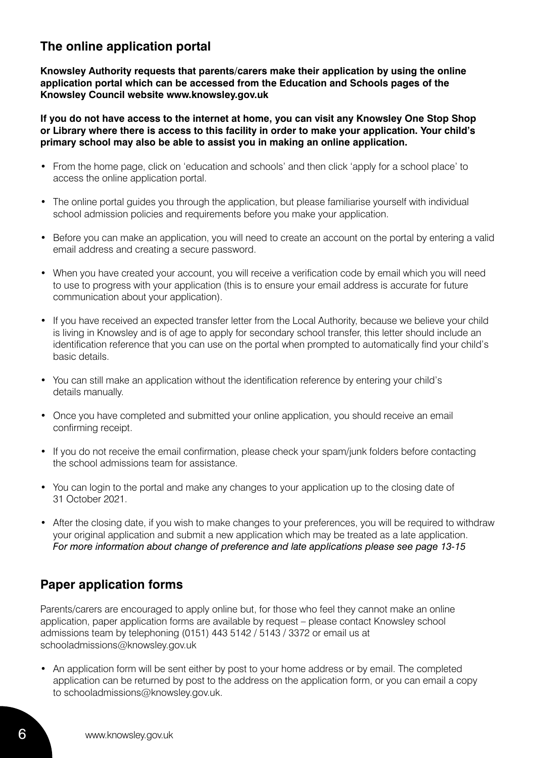## The online application portal

**Knowsley Authority requests that parents/carers make their application by using the online application portal which can be accessed from the Education and Schools pages of the Knowsley Council website www.knowsley.gov.uk**

**If you do not have access to the internet at home, you can visit any Knowsley One Stop Shop or Library where there is access to this facility in order to make your application. Your child's primary school may also be able to assist you in making an online application.**

- From the home page, click on 'education and schools' and then click 'apply for a school place' to access the online application portal.
- The online portal guides you through the application, but please familiarise yourself with individual school admission policies and requirements before you make your application.
- Before you can make an application, you will need to create an account on the portal by entering a valid email address and creating a secure password.
- When you have created your account, you will receive a verification code by email which you will need to use to progress with your application (this is to ensure your email address is accurate for future communication about your application).
- If you have received an expected transfer letter from the Local Authority, because we believe your child is living in Knowsley and is of age to apply for secondary school transfer, this letter should include an identification reference that you can use on the portal when prompted to automatically find your child's basic details.
- You can still make an application without the identification reference by entering your child's details manually.
- Once you have completed and submitted your online application, you should receive an email confirming receipt.
- If you do not receive the email confirmation, please check your spam/junk folders before contacting the school admissions team for assistance.
- You can login to the portal and make any changes to your application up to the closing date of 31 October 2021.
- After the closing date, if you wish to make changes to your preferences, you will be required to withdraw your original application and submit a new application which may be treated as a late application. *For more information about change of preference and late applications please see page 13-15*

## Paper application forms

Parents/carers are encouraged to apply online but, for those who feel they cannot make an online application, paper application forms are available by request – please contact Knowsley school admissions team by telephoning (0151) 443 5142 / 5143 / 3372 or email us at schooladmissions@knowsley.gov.uk

- An application form will be sent either by post to your home address or by email. The completed application can be returned by post to the address on the application form, or you can email a copy to schooladmissions@knowsley.gov.uk.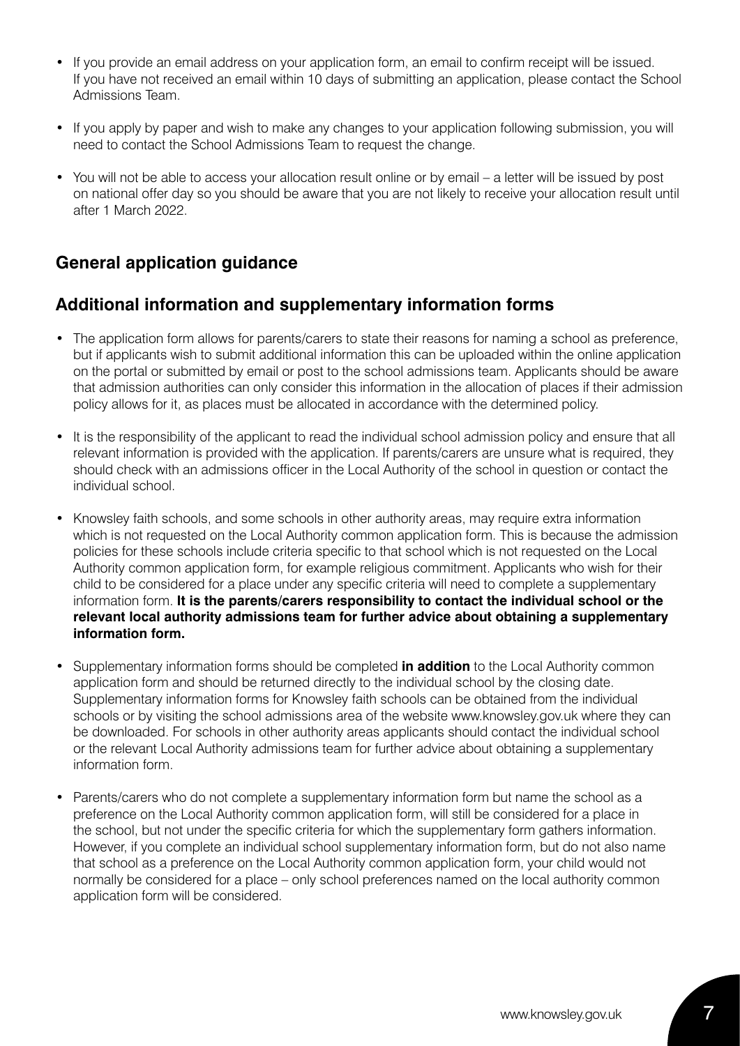- If you provide an email address on your application form, an email to confirm receipt will be issued. If you have not received an email within 10 days of submitting an application, please contact the School Admissions Team.
- If you apply by paper and wish to make any changes to your application following submission, you will need to contact the School Admissions Team to request the change.
- You will not be able to access your allocation result online or by email – a letter will be issued by post on national offer day so you should be aware that you are not likely to receive your allocation result until after 1 March 2022.

## General application guidance

## Additional information and supplementary information forms

- The application form allows for parents/carers to state their reasons for naming a school as preference, but if applicants wish to submit additional information this can be uploaded within the online application on the portal or submitted by email or post to the school admissions team. Applicants should be aware that admission authorities can only consider this information in the allocation of places if their admission policy allows for it, as places must be allocated in accordance with the determined policy.
- It is the responsibility of the applicant to read the individual school admission policy and ensure that all relevant information is provided with the application. If parents/carers are unsure what is required, they should check with an admissions officer in the Local Authority of the school in question or contact the individual school.
- Knowsley faith schools, and some schools in other authority areas, may require extra information which is not requested on the Local Authority common application form. This is because the admission policies for these schools include criteria specific to that school which is not requested on the Local Authority common application form, for example religious commitment. Applicants who wish for their child to be considered for a place under any specific criteria will need to complete a supplementary information form. **It is the parents/carers responsibility to contact the individual school or the relevant local authority admissions team for further advice about obtaining a supplementary information form.**
- Supplementary information forms should be completed **in addition** to the Local Authority common application form and should be returned directly to the individual school by the closing date. Supplementary information forms for Knowsley faith schools can be obtained from the individual schools or by visiting the school admissions area of the website www.knowsley.gov.uk where they can be downloaded. For schools in other authority areas applicants should contact the individual school or the relevant Local Authority admissions team for further advice about obtaining a supplementary information form.
- Parents/carers who do not complete a supplementary information form but name the school as a preference on the Local Authority common application form, will still be considered for a place in the school, but not under the specific criteria for which the supplementary form gathers information. However, if you complete an individual school supplementary information form, but do not also name that school as a preference on the Local Authority common application form, your child would not normally be considered for a place – only school preferences named on the local authority common application form will be considered.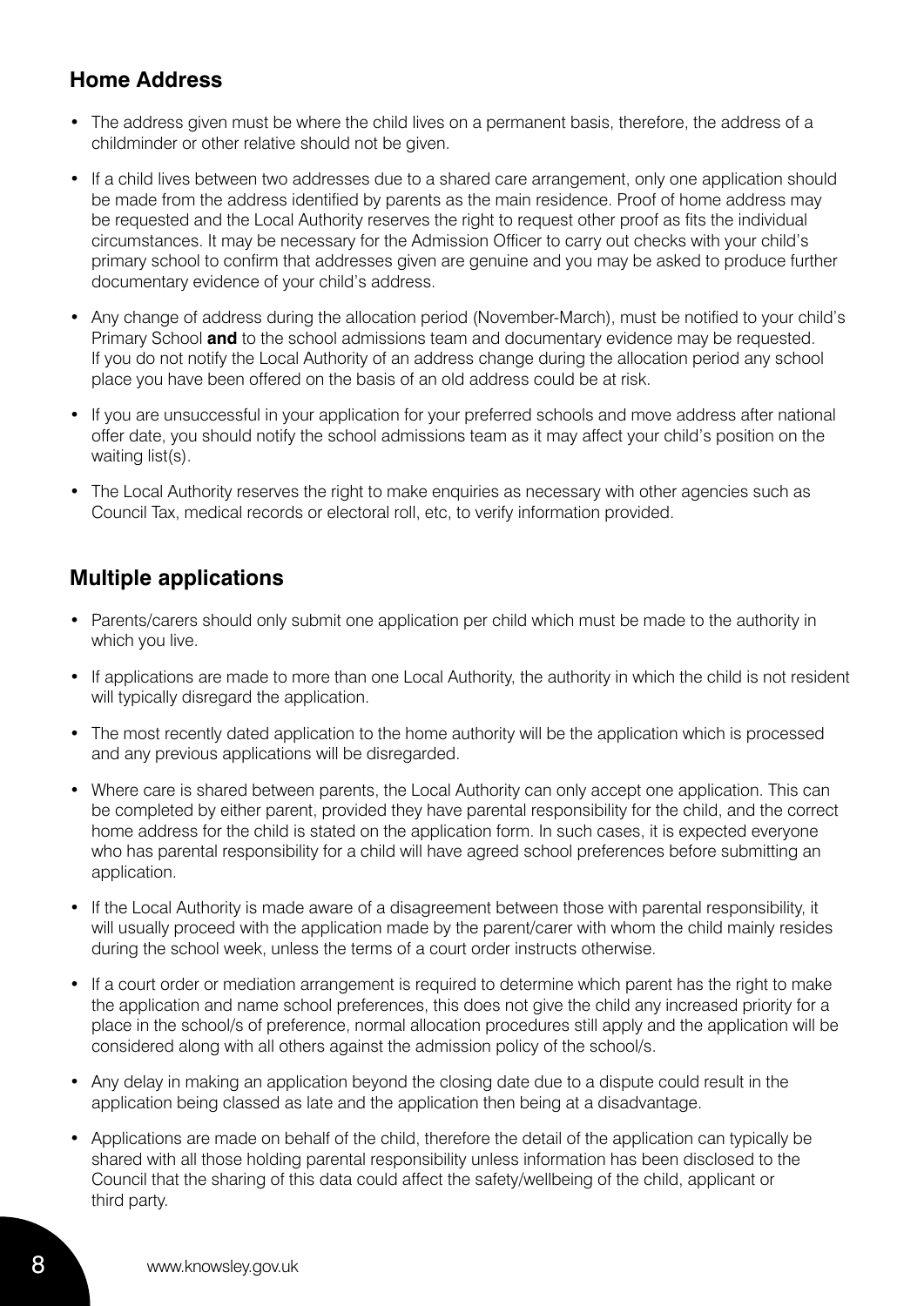## Home Address

- The address given must be where the child lives on a permanent basis, therefore, the address of a childminder or other relative should not be given.
- If a child lives between two addresses due to a shared care arrangement, only one application should be made from the address identified by parents as the main residence. Proof of home address may be requested and the Local Authority reserves the right to request other proof as fits the individual circumstances. It may be necessary for the Admission Officer to carry out checks with your child's primary school to confirm that addresses given are genuine and you may be asked to produce further documentary evidence of your child's address.
- Any change of address during the allocation period (November-March), must be notified to your child's Primary School **and** to the school admissions team and documentary evidence may be requested. If you do not notify the Local Authority of an address change during the allocation period any school place you have been offered on the basis of an old address could be at risk.
- If you are unsuccessful in your application for your preferred schools and move address after national offer date, you should notify the school admissions team as it may affect your child's position on the waiting list(s).
- The Local Authority reserves the right to make enquiries as necessary with other agencies such as Council Tax, medical records or electoral roll, etc, to verify information provided.

## Multiple applications

- Parents/carers should only submit one application per child which must be made to the authority in which you live.
- If applications are made to more than one Local Authority, the authority in which the child is not resident will typically disregard the application.
- The most recently dated application to the home authority will be the application which is processed and any previous applications will be disregarded.
- Where care is shared between parents, the Local Authority can only accept one application. This can be completed by either parent, provided they have parental responsibility for the child, and the correct home address for the child is stated on the application form. In such cases, it is expected everyone who has parental responsibility for a child will have agreed school preferences before submitting an application.
- If the Local Authority is made aware of a disagreement between those with parental responsibility, it will usually proceed with the application made by the parent/carer with whom the child mainly resides during the school week, unless the terms of a court order instructs otherwise.
- If a court order or mediation arrangement is required to determine which parent has the right to make the application and name school preferences, this does not give the child any increased priority for a place in the school/s of preference, normal allocation procedures still apply and the application will be considered along with all others against the admission policy of the school/s.
- Any delay in making an application beyond the closing date due to a dispute could result in the application being classed as late and the application then being at a disadvantage.
- Applications are made on behalf of the child, therefore the detail of the application can typically be shared with all those holding parental responsibility unless information has been disclosed to the Council that the sharing of this data could affect the safety/wellbeing of the child, applicant or third party.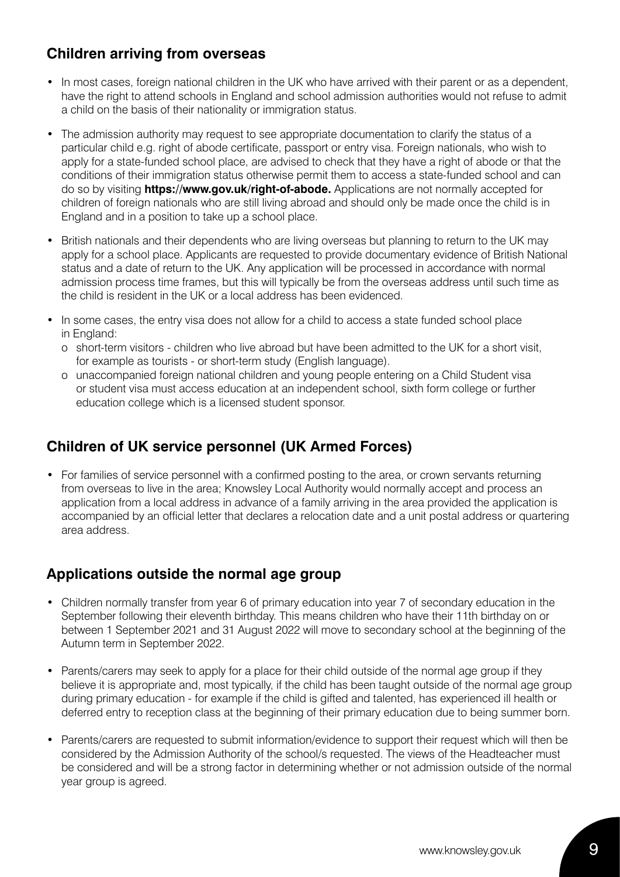## Children arriving from overseas

- In most cases, foreign national children in the UK who have arrived with their parent or as a dependent, have the right to attend schools in England and school admission authorities would not refuse to admit a child on the basis of their nationality or immigration status.
- The admission authority may request to see appropriate documentation to clarify the status of a particular child e.g. right of abode certificate, passport or entry visa. Foreign nationals, who wish to apply for a state-funded school place, are advised to check that they have a right of abode or that the conditions of their immigration status otherwise permit them to access a state-funded school and can do so by visiting **https://www.gov.uk/right-of-abode.** Applications are not normally accepted for children of foreign nationals who are still living abroad and should only be made once the child is in England and in a position to take up a school place.
- British nationals and their dependents who are living overseas but planning to return to the UK may apply for a school place. Applicants are requested to provide documentary evidence of British National status and a date of return to the UK. Any application will be processed in accordance with normal admission process time frames, but this will typically be from the overseas address until such time as the child is resident in the UK or a local address has been evidenced.
- In some cases, the entry visa does not allow for a child to access a state funded school place in England:
  - short-term visitors - children who live abroad but have been admitted to the UK for a short visit, for example as tourists - or short-term study (English language).
  - unaccompanied foreign national children and young people entering on a Child Student visa or student visa must access education at an independent school, sixth form college or further education college which is a licensed student sponsor.

## Children of UK service personnel (UK Armed Forces)

- For families of service personnel with a confirmed posting to the area, or crown servants returning from overseas to live in the area; Knowsley Local Authority would normally accept and process an application from a local address in advance of a family arriving in the area provided the application is accompanied by an official letter that declares a relocation date and a unit postal address or quartering area address.

## Applications outside the normal age group

- Children normally transfer from year 6 of primary education into year 7 of secondary education in the September following their eleventh birthday. This means children who have their 11th birthday on or between 1 September 2021 and 31 August 2022 will move to secondary school at the beginning of the Autumn term in September 2022.
- Parents/carers may seek to apply for a place for their child outside of the normal age group if they believe it is appropriate and, most typically, if the child has been taught outside of the normal age group during primary education - for example if the child is gifted and talented, has experienced ill health or deferred entry to reception class at the beginning of their primary education due to being summer born.
- Parents/carers are requested to submit information/evidence to support their request which will then be considered by the Admission Authority of the school/s requested. The views of the Headteacher must be considered and will be a strong factor in determining whether or not admission outside of the normal year group is agreed.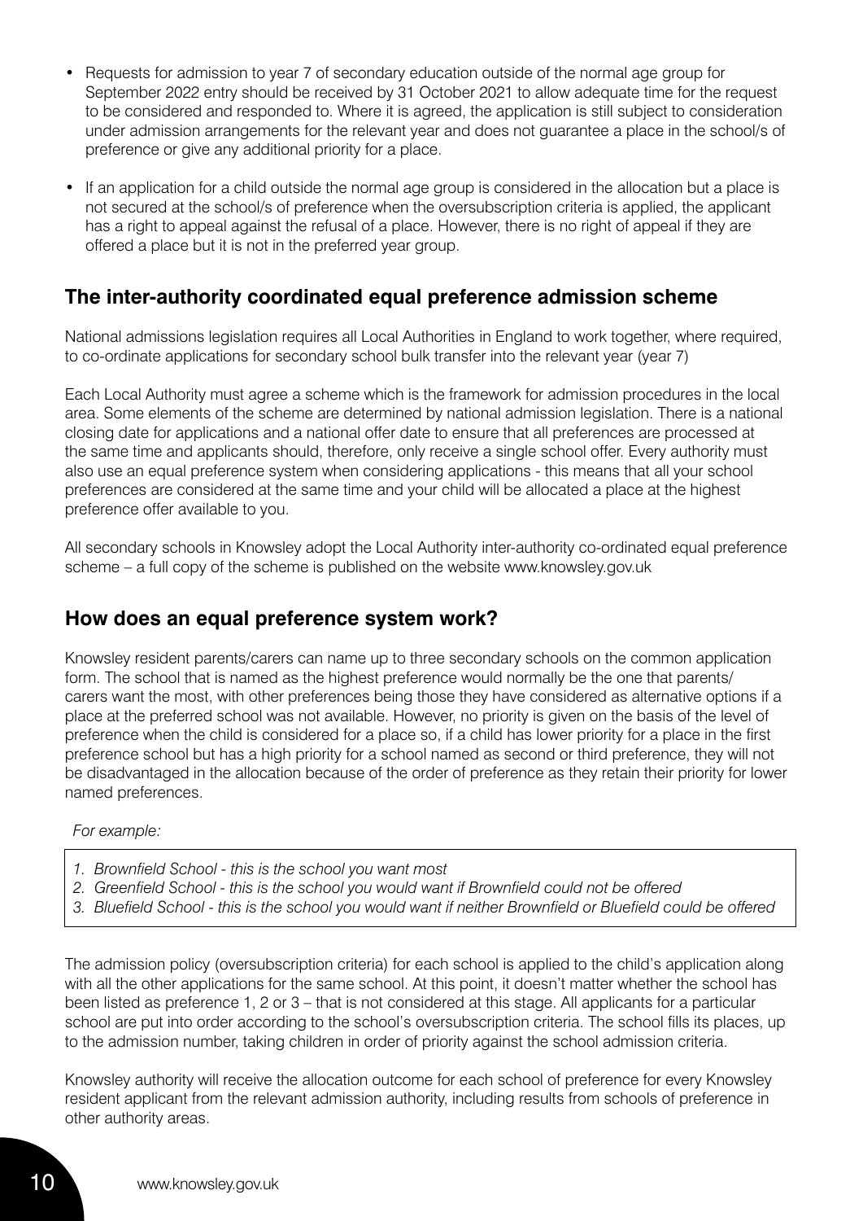- Requests for admission to year 7 of secondary education outside of the normal age group for September 2022 entry should be received by 31 October 2021 to allow adequate time for the request to be considered and responded to. Where it is agreed, the application is still subject to consideration under admission arrangements for the relevant year and does not guarantee a place in the school/s of preference or give any additional priority for a place.
- If an application for a child outside the normal age group is considered in the allocation but a place is not secured at the school/s of preference when the oversubscription criteria is applied, the applicant has a right to appeal against the refusal of a place. However, there is no right of appeal if they are offered a place but it is not in the preferred year group.

## The inter-authority coordinated equal preference admission scheme

National admissions legislation requires all Local Authorities in England to work together, where required, to co-ordinate applications for secondary school bulk transfer into the relevant year (year 7)

Each Local Authority must agree a scheme which is the framework for admission procedures in the local area. Some elements of the scheme are determined by national admission legislation. There is a national closing date for applications and a national offer date to ensure that all preferences are processed at the same time and applicants should, therefore, only receive a single school offer. Every authority must also use an equal preference system when considering applications - this means that all your school preferences are considered at the same time and your child will be allocated a place at the highest preference offer available to you.

All secondary schools in Knowsley adopt the Local Authority inter-authority co-ordinated equal preference scheme – a full copy of the scheme is published on the website www.knowsley.gov.uk

## How does an equal preference system work?

Knowsley resident parents/carers can name up to three secondary schools on the common application form. The school that is named as the highest preference would normally be the one that parents/carers want the most, with other preferences being those they have considered as alternative options if a place at the preferred school was not available. However, no priority is given on the basis of the level of preference when the child is considered for a place so, if a child has lower priority for a place in the first preference school but has a high priority for a school named as second or third preference, they will not be disadvantaged in the allocation because of the order of preference as they retain their priority for lower named preferences.

*For example:*

1. *Brownfield School - this is the school you want most*
2. *Greenfield School - this is the school you would want if Brownfield could not be offered*
3. *Bluefield School - this is the school you would want if neither Brownfield or Bluefield could be offered*

The admission policy (oversubscription criteria) for each school is applied to the child's application along with all the other applications for the same school. At this point, it doesn't matter whether the school has been listed as preference 1, 2 or 3 – that is not considered at this stage. All applicants for a particular school are put into order according to the school's oversubscription criteria. The school fills its places, up to the admission number, taking children in order of priority against the school admission criteria.

Knowsley authority will receive the allocation outcome for each school of preference for every Knowsley resident applicant from the relevant admission authority, including results from schools of preference in other authority areas.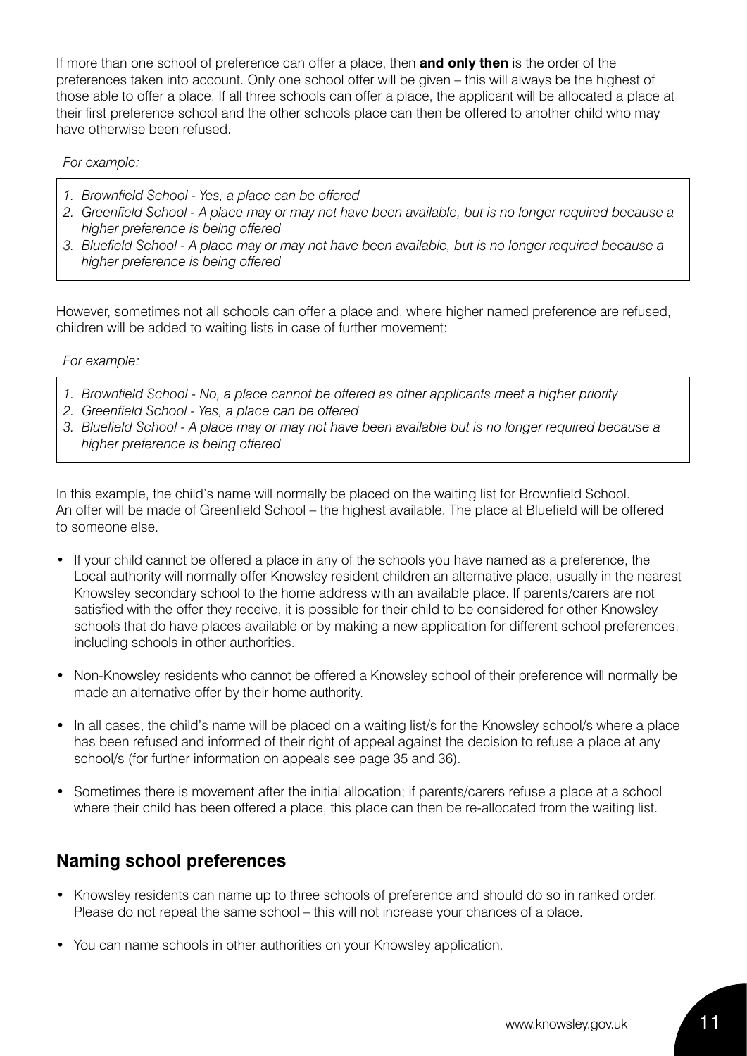If more than one school of preference can offer a place, then **and only then** is the order of the preferences taken into account. Only one school offer will be given – this will always be the highest of those able to offer a place. If all three schools can offer a place, the applicant will be allocated a place at their first preference school and the other schools place can then be offered to another child who may have otherwise been refused.

*For example:*

1. *Brownfield School - Yes, a place can be offered*
2. *Greenfield School - A place may or may not have been available, but is no longer required because a higher preference is being offered*
3. *Bluefield School - A place may or may not have been available, but is no longer required because a higher preference is being offered*

However, sometimes not all schools can offer a place and, where higher named preference are refused, children will be added to waiting lists in case of further movement:

*For example:*

1. *Brownfield School - No, a place cannot be offered as other applicants meet a higher priority*
2. *Greenfield School - Yes, a place can be offered*
3. *Bluefield School - A place may or may not have been available but is no longer required because a higher preference is being offered*

In this example, the child's name will normally be placed on the waiting list for Brownfield School. An offer will be made of Greenfield School – the highest available. The place at Bluefield will be offered to someone else.

- If your child cannot be offered a place in any of the schools you have named as a preference, the Local authority will normally offer Knowsley resident children an alternative place, usually in the nearest Knowsley secondary school to the home address with an available place. If parents/carers are not satisfied with the offer they receive, it is possible for their child to be considered for other Knowsley schools that do have places available or by making a new application for different school preferences, including schools in other authorities.
- Non-Knowsley residents who cannot be offered a Knowsley school of their preference will normally be made an alternative offer by their home authority.
- In all cases, the child's name will be placed on a waiting list/s for the Knowsley school/s where a place has been refused and informed of their right of appeal against the decision to refuse a place at any school/s (for further information on appeals see page 35 and 36).
- Sometimes there is movement after the initial allocation; if parents/carers refuse a place at a school where their child has been offered a place, this place can then be re-allocated from the waiting list.

## Naming school preferences

- Knowsley residents can name up to three schools of preference and should do so in ranked order. Please do not repeat the same school – this will not increase your chances of a place.
- You can name schools in other authorities on your Knowsley application.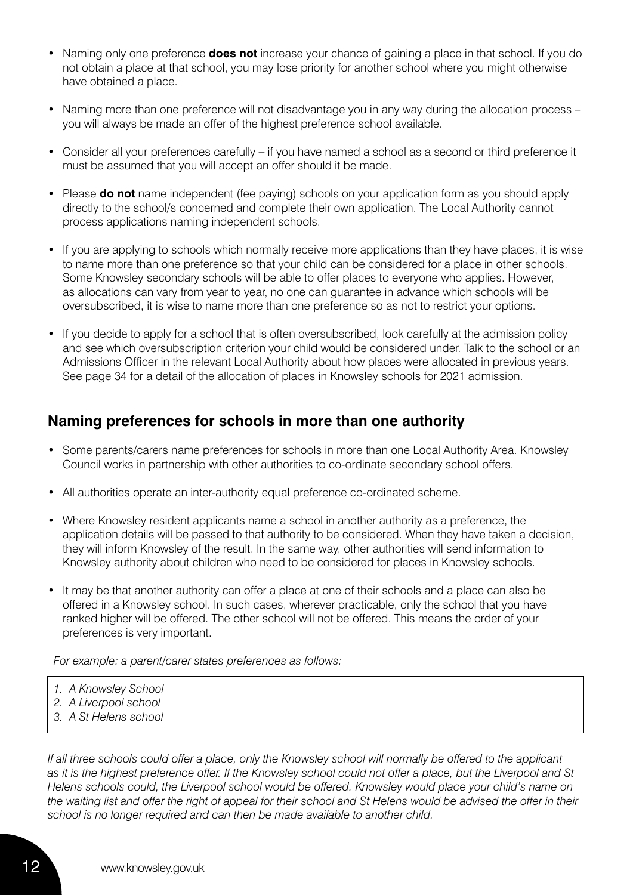- Naming only one preference **does not** increase your chance of gaining a place in that school. If you do not obtain a place at that school, you may lose priority for another school where you might otherwise have obtained a place.
- Naming more than one preference will not disadvantage you in any way during the allocation process – you will always be made an offer of the highest preference school available.
- Consider all your preferences carefully – if you have named a school as a second or third preference it must be assumed that you will accept an offer should it be made.
- Please **do not** name independent (fee paying) schools on your application form as you should apply directly to the school/s concerned and complete their own application. The Local Authority cannot process applications naming independent schools.
- If you are applying to schools which normally receive more applications than they have places, it is wise to name more than one preference so that your child can be considered for a place in other schools. Some Knowsley secondary schools will be able to offer places to everyone who applies. However, as allocations can vary from year to year, no one can guarantee in advance which schools will be oversubscribed, it is wise to name more than one preference so as not to restrict your options.
- If you decide to apply for a school that is often oversubscribed, look carefully at the admission policy and see which oversubscription criterion your child would be considered under. Talk to the school or an Admissions Officer in the relevant Local Authority about how places were allocated in previous years. See page 34 for a detail of the allocation of places in Knowsley schools for 2021 admission.

## Naming preferences for schools in more than one authority

- Some parents/carers name preferences for schools in more than one Local Authority Area. Knowsley Council works in partnership with other authorities to co-ordinate secondary school offers.
- All authorities operate an inter-authority equal preference co-ordinated scheme.
- Where Knowsley resident applicants name a school in another authority as a preference, the application details will be passed to that authority to be considered. When they have taken a decision, they will inform Knowsley of the result. In the same way, other authorities will send information to Knowsley authority about children who need to be considered for places in Knowsley schools.
- It may be that another authority can offer a place at one of their schools and a place can also be offered in a Knowsley school. In such cases, wherever practicable, only the school that you have ranked higher will be offered. The other school will not be offered. This means the order of your preferences is very important.

*For example: a parent/carer states preferences as follows:*

1. *A Knowsley School*
2. *A Liverpool school*
3. *A St Helens school*

*If all three schools could offer a place, only the Knowsley school will normally be offered to the applicant as it is the highest preference offer. If the Knowsley school could not offer a place, but the Liverpool and St Helens schools could, the Liverpool school would be offered. Knowsley would place your child's name on the waiting list and offer the right of appeal for their school and St Helens would be advised the offer in their school is no longer required and can then be made available to another child.*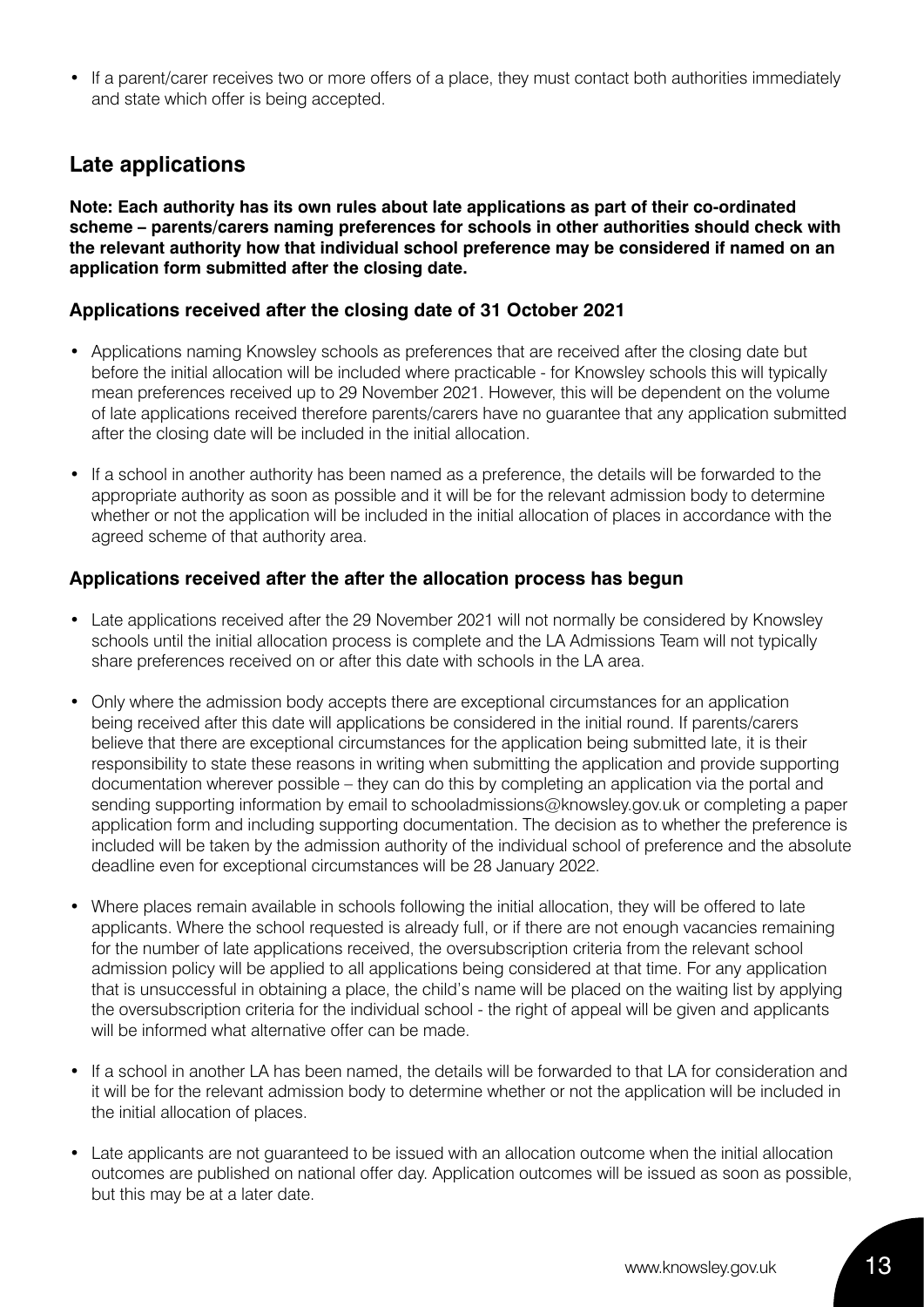- If a parent/carer receives two or more offers of a place, they must contact both authorities immediately and state which offer is being accepted.

## Late applications

**Note: Each authority has its own rules about late applications as part of their co-ordinated scheme – parents/carers naming preferences for schools in other authorities should check with the relevant authority how that individual school preference may be considered if named on an application form submitted after the closing date.**

### Applications received after the closing date of 31 October 2021

- Applications naming Knowsley schools as preferences that are received after the closing date but before the initial allocation will be included where practicable - for Knowsley schools this will typically mean preferences received up to 29 November 2021. However, this will be dependent on the volume of late applications received therefore parents/carers have no guarantee that any application submitted after the closing date will be included in the initial allocation.
- If a school in another authority has been named as a preference, the details will be forwarded to the appropriate authority as soon as possible and it will be for the relevant admission body to determine whether or not the application will be included in the initial allocation of places in accordance with the agreed scheme of that authority area.

### Applications received after the after the allocation process has begun

- Late applications received after the 29 November 2021 will not normally be considered by Knowsley schools until the initial allocation process is complete and the LA Admissions Team will not typically share preferences received on or after this date with schools in the LA area.
- Only where the admission body accepts there are exceptional circumstances for an application being received after this date will applications be considered in the initial round. If parents/carers believe that there are exceptional circumstances for the application being submitted late, it is their responsibility to state these reasons in writing when submitting the application and provide supporting documentation wherever possible – they can do this by completing an application via the portal and sending supporting information by email to schooladmissions@knowsley.gov.uk or completing a paper application form and including supporting documentation. The decision as to whether the preference is included will be taken by the admission authority of the individual school of preference and the absolute deadline even for exceptional circumstances will be 28 January 2022.
- Where places remain available in schools following the initial allocation, they will be offered to late applicants. Where the school requested is already full, or if there are not enough vacancies remaining for the number of late applications received, the oversubscription criteria from the relevant school admission policy will be applied to all applications being considered at that time. For any application that is unsuccessful in obtaining a place, the child's name will be placed on the waiting list by applying the oversubscription criteria for the individual school - the right of appeal will be given and applicants will be informed what alternative offer can be made.
- If a school in another LA has been named, the details will be forwarded to that LA for consideration and it will be for the relevant admission body to determine whether or not the application will be included in the initial allocation of places.
- Late applicants are not guaranteed to be issued with an allocation outcome when the initial allocation outcomes are published on national offer day. Application outcomes will be issued as soon as possible, but this may be at a later date.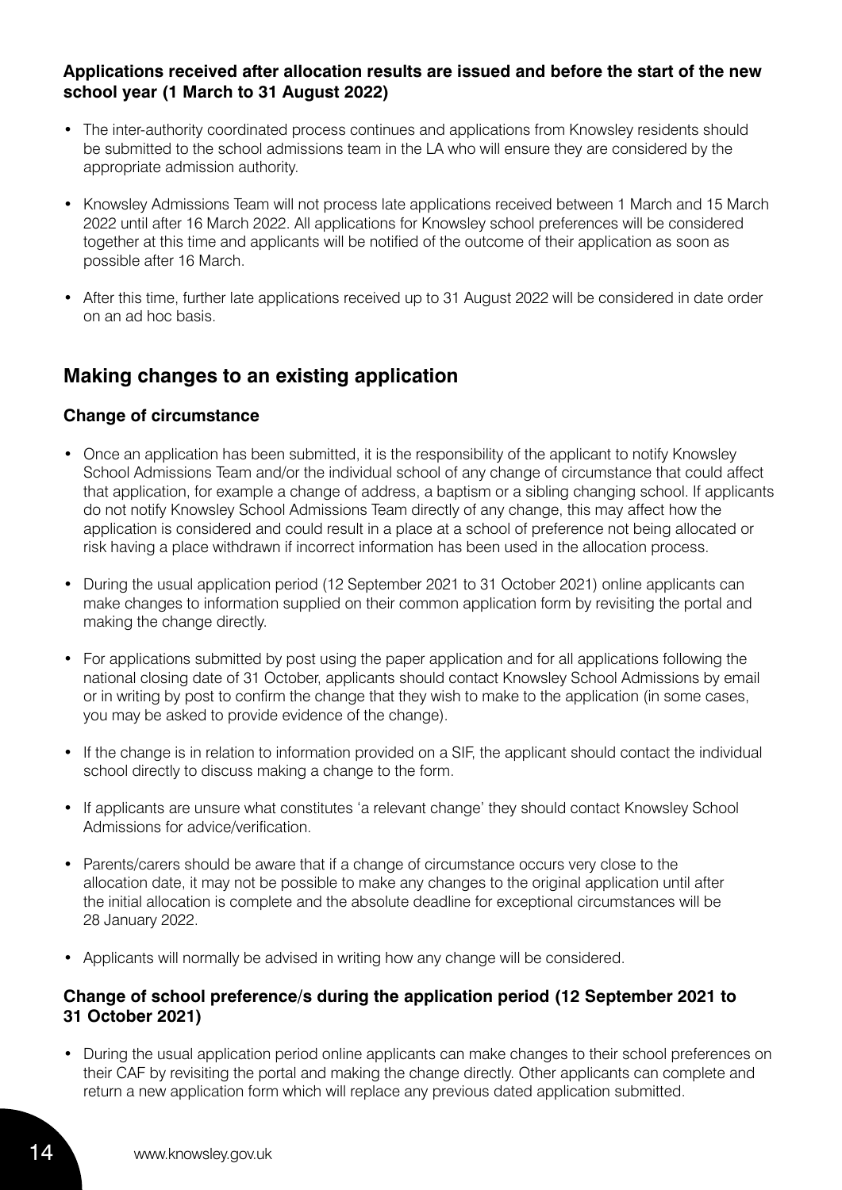**Applications received after allocation results are issued and before the start of the new school year (1 March to 31 August 2022)**

- The inter-authority coordinated process continues and applications from Knowsley residents should be submitted to the school admissions team in the LA who will ensure they are considered by the appropriate admission authority.
- Knowsley Admissions Team will not process late applications received between 1 March and 15 March 2022 until after 16 March 2022. All applications for Knowsley school preferences will be considered together at this time and applicants will be notified of the outcome of their application as soon as possible after 16 March.
- After this time, further late applications received up to 31 August 2022 will be considered in date order on an ad hoc basis.

## Making changes to an existing application

### Change of circumstance

- Once an application has been submitted, it is the responsibility of the applicant to notify Knowsley School Admissions Team and/or the individual school of any change of circumstance that could affect that application, for example a change of address, a baptism or a sibling changing school. If applicants do not notify Knowsley School Admissions Team directly of any change, this may affect how the application is considered and could result in a place at a school of preference not being allocated or risk having a place withdrawn if incorrect information has been used in the allocation process.
- During the usual application period (12 September 2021 to 31 October 2021) online applicants can make changes to information supplied on their common application form by revisiting the portal and making the change directly.
- For applications submitted by post using the paper application and for all applications following the national closing date of 31 October, applicants should contact Knowsley School Admissions by email or in writing by post to confirm the change that they wish to make to the application (in some cases, you may be asked to provide evidence of the change).
- If the change is in relation to information provided on a SIF, the applicant should contact the individual school directly to discuss making a change to the form.
- If applicants are unsure what constitutes 'a relevant change' they should contact Knowsley School Admissions for advice/verification.
- Parents/carers should be aware that if a change of circumstance occurs very close to the allocation date, it may not be possible to make any changes to the original application until after the initial allocation is complete and the absolute deadline for exceptional circumstances will be 28 January 2022.
- Applicants will normally be advised in writing how any change will be considered.

### Change of school preference/s during the application period (12 September 2021 to 31 October 2021)

- During the usual application period online applicants can make changes to their school preferences on their CAF by revisiting the portal and making the change directly. Other applicants can complete and return a new application form which will replace any previous dated application submitted.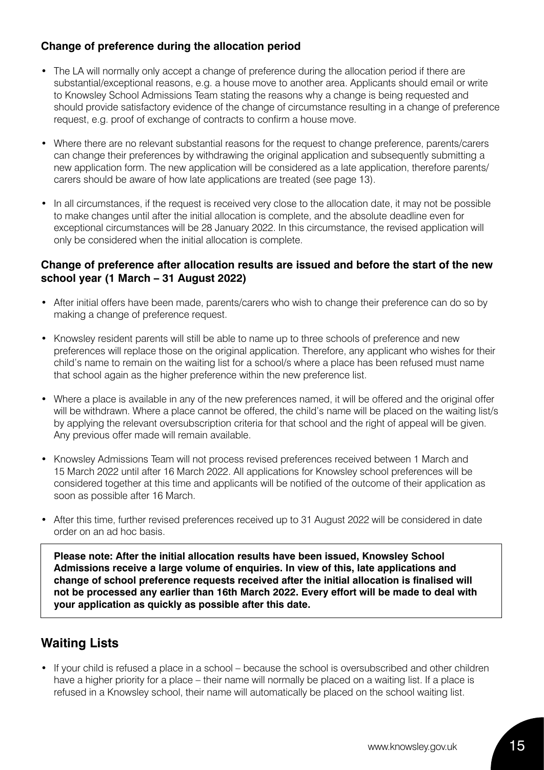### Change of preference during the allocation period

- The LA will normally only accept a change of preference during the allocation period if there are substantial/exceptional reasons, e.g. a house move to another area. Applicants should email or write to Knowsley School Admissions Team stating the reasons why a change is being requested and should provide satisfactory evidence of the change of circumstance resulting in a change of preference request, e.g. proof of exchange of contracts to confirm a house move.
- Where there are no relevant substantial reasons for the request to change preference, parents/carers can change their preferences by withdrawing the original application and subsequently submitting a new application form. The new application will be considered as a late application, therefore parents/carers should be aware of how late applications are treated (see page 13).
- In all circumstances, if the request is received very close to the allocation date, it may not be possible to make changes until after the initial allocation is complete, and the absolute deadline even for exceptional circumstances will be 28 January 2022. In this circumstance, the revised application will only be considered when the initial allocation is complete.

### Change of preference after allocation results are issued and before the start of the new school year (1 March – 31 August 2022)

- After initial offers have been made, parents/carers who wish to change their preference can do so by making a change of preference request.
- Knowsley resident parents will still be able to name up to three schools of preference and new preferences will replace those on the original application. Therefore, any applicant who wishes for their child's name to remain on the waiting list for a school/s where a place has been refused must name that school again as the higher preference within the new preference list.
- Where a place is available in any of the new preferences named, it will be offered and the original offer will be withdrawn. Where a place cannot be offered, the child's name will be placed on the waiting list/s by applying the relevant oversubscription criteria for that school and the right of appeal will be given. Any previous offer made will remain available.
- Knowsley Admissions Team will not process revised preferences received between 1 March and 15 March 2022 until after 16 March 2022. All applications for Knowsley school preferences will be considered together at this time and applicants will be notified of the outcome of their application as soon as possible after 16 March.
- After this time, further revised preferences received up to 31 August 2022 will be considered in date order on an ad hoc basis.

**Please note: After the initial allocation results have been issued, Knowsley School Admissions receive a large volume of enquiries. In view of this, late applications and change of school preference requests received after the initial allocation is finalised will not be processed any earlier than 16th March 2022. Every effort will be made to deal with your application as quickly as possible after this date.**

## Waiting Lists

- If your child is refused a place in a school – because the school is oversubscribed and other children have a higher priority for a place – their name will normally be placed on a waiting list. If a place is refused in a Knowsley school, their name will automatically be placed on the school waiting list.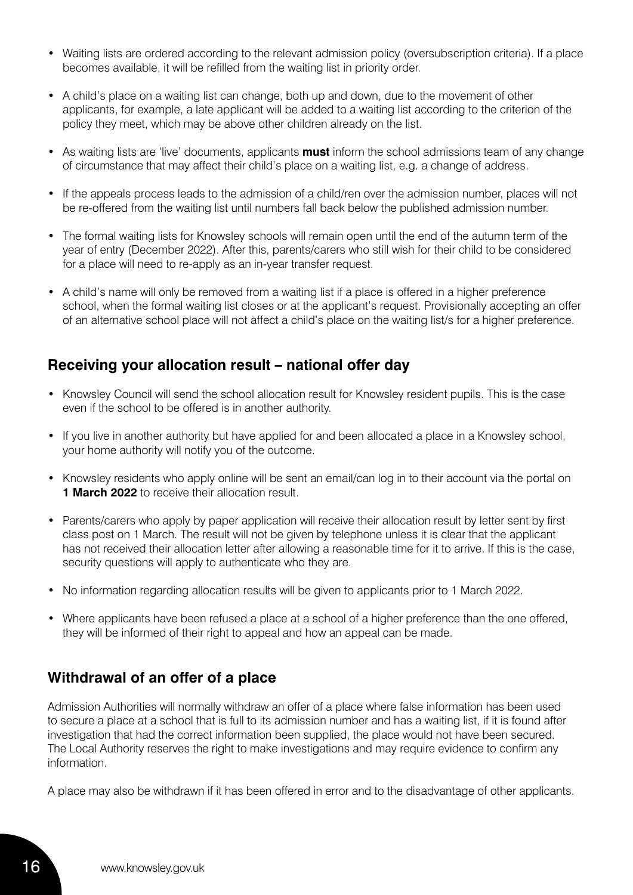- Waiting lists are ordered according to the relevant admission policy (oversubscription criteria). If a place becomes available, it will be refilled from the waiting list in priority order.
- A child's place on a waiting list can change, both up and down, due to the movement of other applicants, for example, a late applicant will be added to a waiting list according to the criterion of the policy they meet, which may be above other children already on the list.
- As waiting lists are 'live' documents, applicants **must** inform the school admissions team of any change of circumstance that may affect their child's place on a waiting list, e.g. a change of address.
- If the appeals process leads to the admission of a child/ren over the admission number, places will not be re-offered from the waiting list until numbers fall back below the published admission number.
- The formal waiting lists for Knowsley schools will remain open until the end of the autumn term of the year of entry (December 2022). After this, parents/carers who still wish for their child to be considered for a place will need to re-apply as an in-year transfer request.
- A child's name will only be removed from a waiting list if a place is offered in a higher preference school, when the formal waiting list closes or at the applicant's request. Provisionally accepting an offer of an alternative school place will not affect a child's place on the waiting list/s for a higher preference.

## Receiving your allocation result – national offer day

- Knowsley Council will send the school allocation result for Knowsley resident pupils. This is the case even if the school to be offered is in another authority.
- If you live in another authority but have applied for and been allocated a place in a Knowsley school, your home authority will notify you of the outcome.
- Knowsley residents who apply online will be sent an email/can log in to their account via the portal on **1 March 2022** to receive their allocation result.
- Parents/carers who apply by paper application will receive their allocation result by letter sent by first class post on 1 March. The result will not be given by telephone unless it is clear that the applicant has not received their allocation letter after allowing a reasonable time for it to arrive. If this is the case, security questions will apply to authenticate who they are.
- No information regarding allocation results will be given to applicants prior to 1 March 2022.
- Where applicants have been refused a place at a school of a higher preference than the one offered, they will be informed of their right to appeal and how an appeal can be made.

## Withdrawal of an offer of a place

Admission Authorities will normally withdraw an offer of a place where false information has been used to secure a place at a school that is full to its admission number and has a waiting list, if it is found after investigation that had the correct information been supplied, the place would not have been secured. The Local Authority reserves the right to make investigations and may require evidence to confirm any information.

A place may also be withdrawn if it has been offered in error and to the disadvantage of other applicants.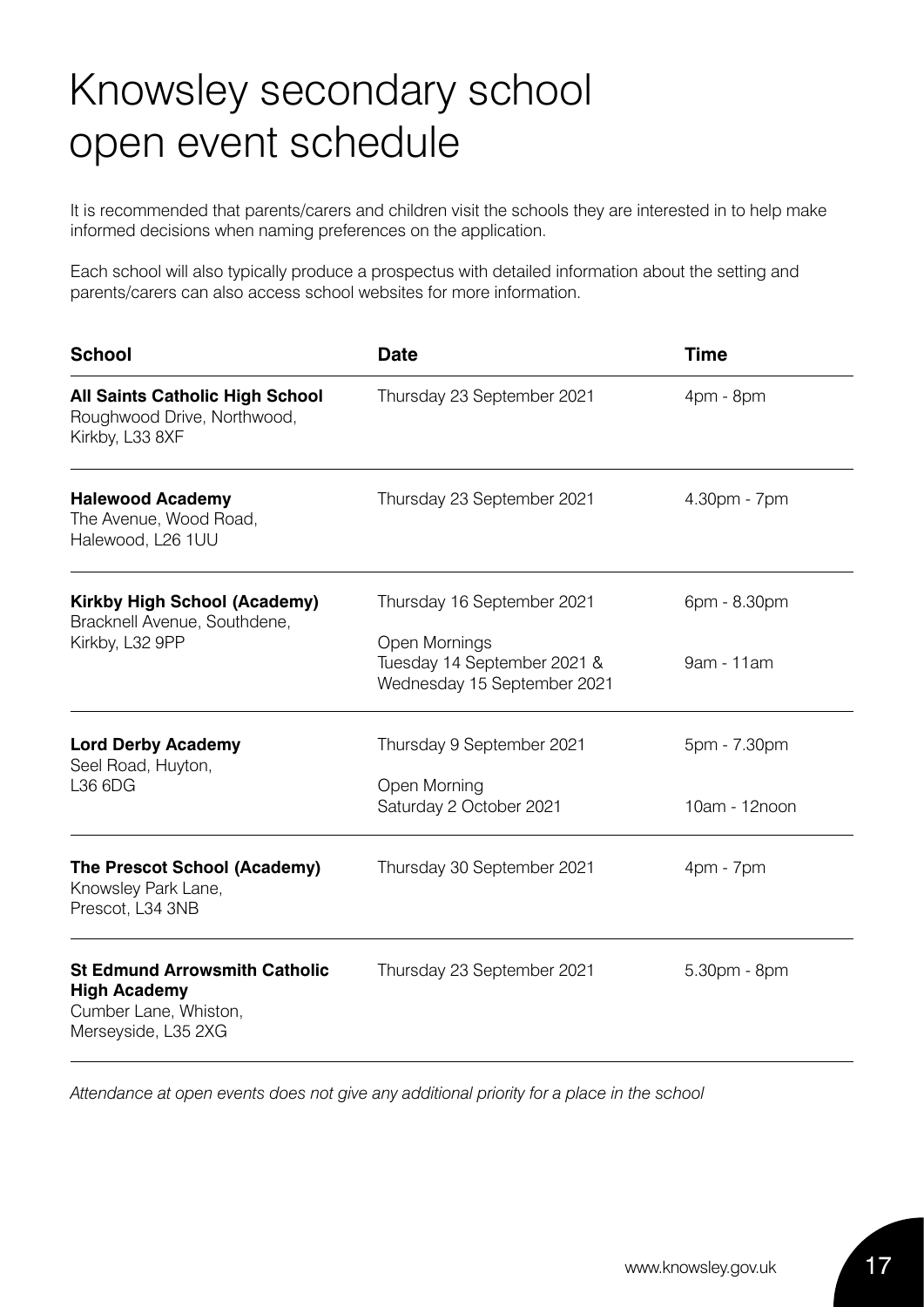# Knowsley secondary school open event schedule

It is recommended that parents/carers and children visit the schools they are interested in to help make informed decisions when naming preferences on the application.

Each school will also typically produce a prospectus with detailed information about the setting and parents/carers can also access school websites for more information.

| School | Date | Time |
|---|---|---|
| **All Saints Catholic High School**<br>Roughwood Drive, Northwood, Kirkby, L33 8XF | Thursday 23 September 2021 | 4pm - 8pm |
| **Halewood Academy**<br>The Avenue, Wood Road, Halewood, L26 1UU | Thursday 23 September 2021 | 4.30pm - 7pm |
| **Kirkby High School (Academy)**<br>Bracknell Avenue, Southdene, Kirkby, L32 9PP | Thursday 16 September 2021<br><br>Open Mornings<br>Tuesday 14 September 2021 &<br>Wednesday 15 September 2021 | 6pm - 8.30pm<br><br>9am - 11am |
| **Lord Derby Academy**<br>Seel Road, Huyton, L36 6DG | Thursday 9 September 2021<br><br>Open Morning<br>Saturday 2 October 2021 | 5pm - 7.30pm<br><br>10am - 12noon |
| **The Prescot School (Academy)**<br>Knowsley Park Lane, Prescot, L34 3NB | Thursday 30 September 2021 | 4pm - 7pm |
| **St Edmund Arrowsmith Catholic High Academy**<br>Cumber Lane, Whiston, Merseyside, L35 2XG | Thursday 23 September 2021 | 5.30pm - 8pm |

*Attendance at open events does not give any additional priority for a place in the school*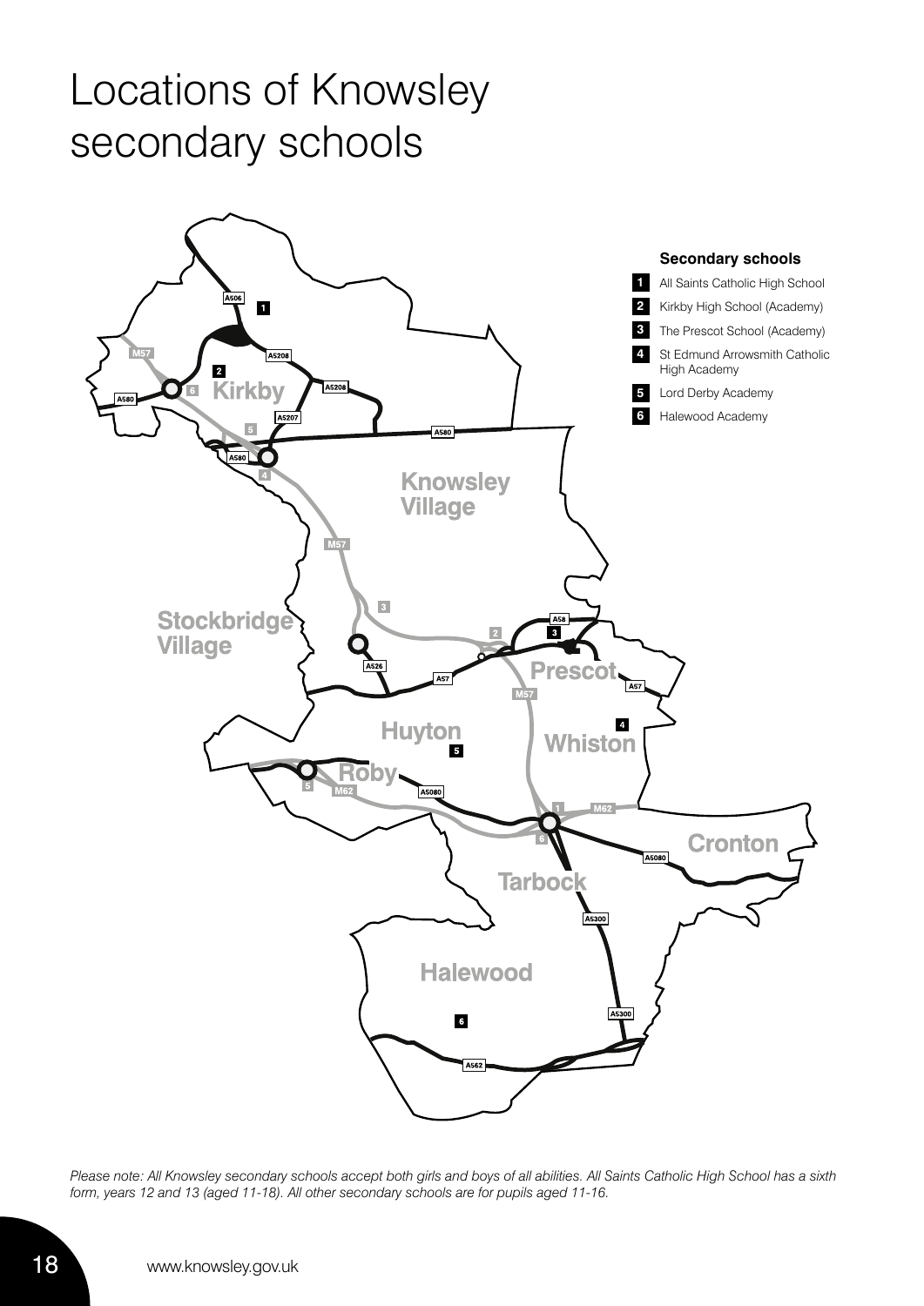# Locations of Knowsley secondary schools

**Secondary schools**

1. All Saints Catholic High School
2. Kirkby High School (Academy)
3. The Prescot School (Academy)
4. St Edmund Arrowsmith Catholic High Academy
5. Lord Derby Academy
6. Halewood Academy

*Please note: All Knowsley secondary schools accept both girls and boys of all abilities. All Saints Catholic High School has a sixth form, years 12 and 13 (aged 11-18). All other secondary schools are for pupils aged 11-16.*

www.knowsley.gov.uk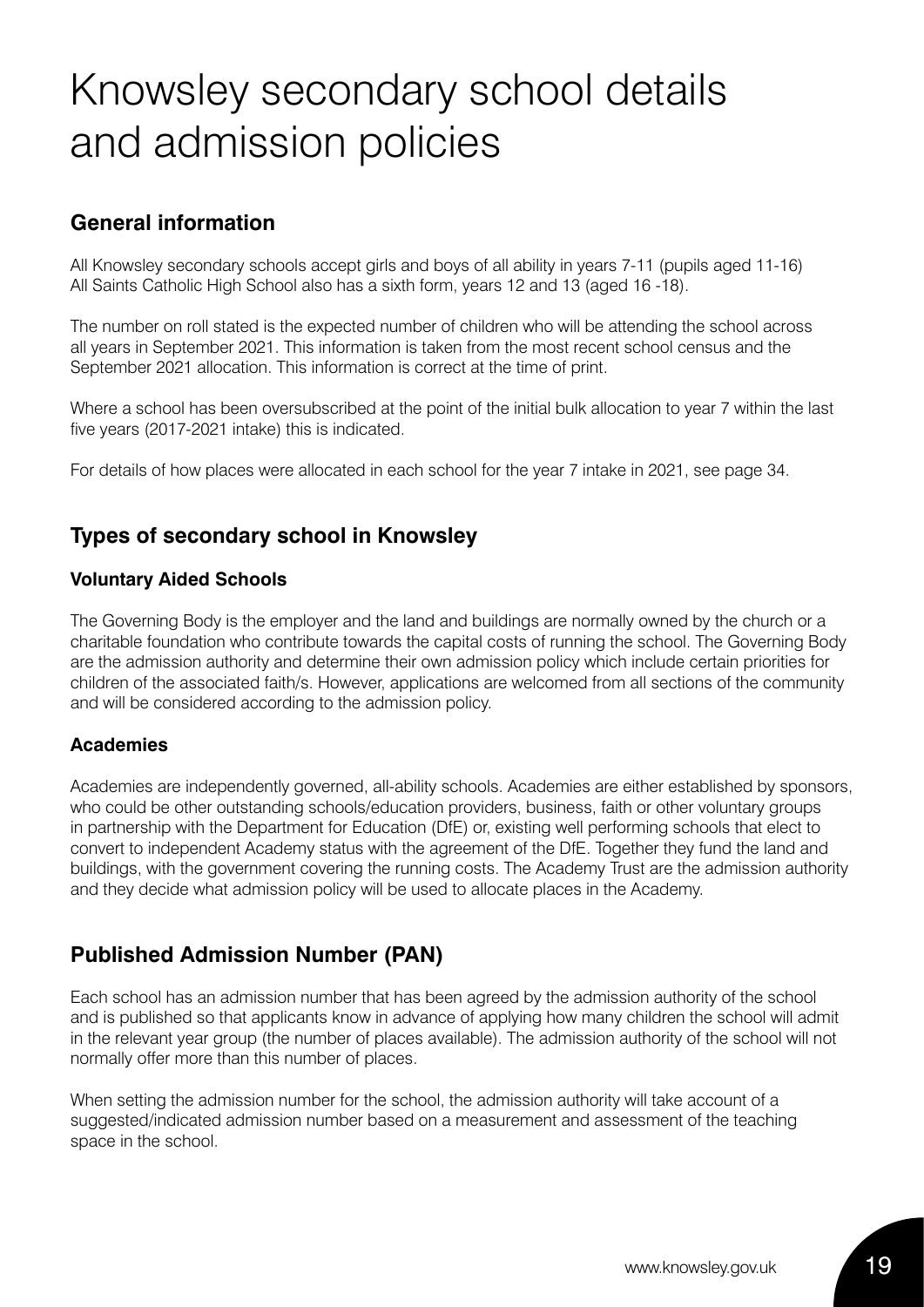# Knowsley secondary school details and admission policies

## General information

All Knowsley secondary schools accept girls and boys of all ability in years 7-11 (pupils aged 11-16) All Saints Catholic High School also has a sixth form, years 12 and 13 (aged 16 -18).

The number on roll stated is the expected number of children who will be attending the school across all years in September 2021. This information is taken from the most recent school census and the September 2021 allocation. This information is correct at the time of print.

Where a school has been oversubscribed at the point of the initial bulk allocation to year 7 within the last five years (2017-2021 intake) this is indicated.

For details of how places were allocated in each school for the year 7 intake in 2021, see page 34.

## Types of secondary school in Knowsley

### Voluntary Aided Schools

The Governing Body is the employer and the land and buildings are normally owned by the church or a charitable foundation who contribute towards the capital costs of running the school. The Governing Body are the admission authority and determine their own admission policy which include certain priorities for children of the associated faith/s. However, applications are welcomed from all sections of the community and will be considered according to the admission policy.

### Academies

Academies are independently governed, all-ability schools. Academies are either established by sponsors, who could be other outstanding schools/education providers, business, faith or other voluntary groups in partnership with the Department for Education (DfE) or, existing well performing schools that elect to convert to independent Academy status with the agreement of the DfE. Together they fund the land and buildings, with the government covering the running costs. The Academy Trust are the admission authority and they decide what admission policy will be used to allocate places in the Academy.

## Published Admission Number (PAN)

Each school has an admission number that has been agreed by the admission authority of the school and is published so that applicants know in advance of applying how many children the school will admit in the relevant year group (the number of places available). The admission authority of the school will not normally offer more than this number of places.

When setting the admission number for the school, the admission authority will take account of a suggested/indicated admission number based on a measurement and assessment of the teaching space in the school.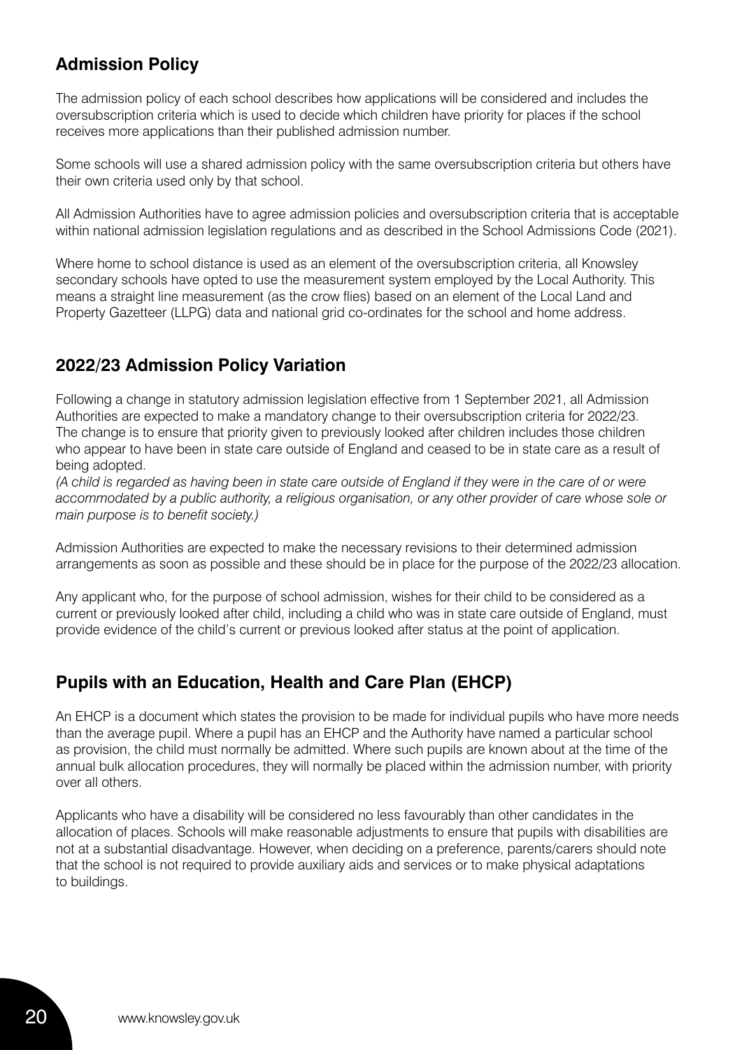## Admission Policy

The admission policy of each school describes how applications will be considered and includes the oversubscription criteria which is used to decide which children have priority for places if the school receives more applications than their published admission number.

Some schools will use a shared admission policy with the same oversubscription criteria but others have their own criteria used only by that school.

All Admission Authorities have to agree admission policies and oversubscription criteria that is acceptable within national admission legislation regulations and as described in the School Admissions Code (2021).

Where home to school distance is used as an element of the oversubscription criteria, all Knowsley secondary schools have opted to use the measurement system employed by the Local Authority. This means a straight line measurement (as the crow flies) based on an element of the Local Land and Property Gazetteer (LLPG) data and national grid co-ordinates for the school and home address.

## 2022/23 Admission Policy Variation

Following a change in statutory admission legislation effective from 1 September 2021, all Admission Authorities are expected to make a mandatory change to their oversubscription criteria for 2022/23. The change is to ensure that priority given to previously looked after children includes those children who appear to have been in state care outside of England and ceased to be in state care as a result of being adopted.

*(A child is regarded as having been in state care outside of England if they were in the care of or were accommodated by a public authority, a religious organisation, or any other provider of care whose sole or main purpose is to benefit society.)*

Admission Authorities are expected to make the necessary revisions to their determined admission arrangements as soon as possible and these should be in place for the purpose of the 2022/23 allocation.

Any applicant who, for the purpose of school admission, wishes for their child to be considered as a current or previously looked after child, including a child who was in state care outside of England, must provide evidence of the child's current or previous looked after status at the point of application.

## Pupils with an Education, Health and Care Plan (EHCP)

An EHCP is a document which states the provision to be made for individual pupils who have more needs than the average pupil. Where a pupil has an EHCP and the Authority have named a particular school as provision, the child must normally be admitted. Where such pupils are known about at the time of the annual bulk allocation procedures, they will normally be placed within the admission number, with priority over all others.

Applicants who have a disability will be considered no less favourably than other candidates in the allocation of places. Schools will make reasonable adjustments to ensure that pupils with disabilities are not at a substantial disadvantage. However, when deciding on a preference, parents/carers should note that the school is not required to provide auxiliary aids and services or to make physical adaptations to buildings.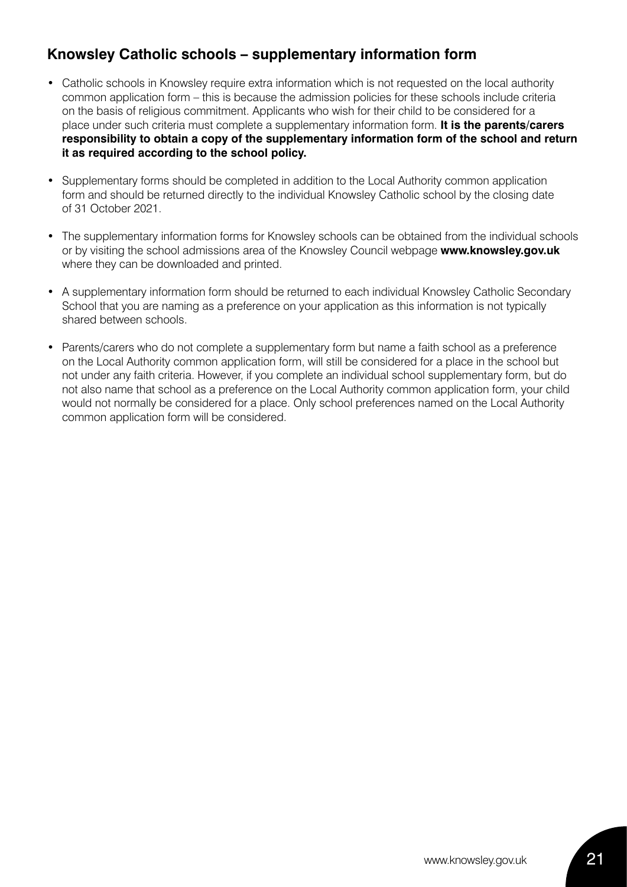## Knowsley Catholic schools – supplementary information form

- Catholic schools in Knowsley require extra information which is not requested on the local authority common application form – this is because the admission policies for these schools include criteria on the basis of religious commitment. Applicants who wish for their child to be considered for a place under such criteria must complete a supplementary information form. **It is the parents/carers responsibility to obtain a copy of the supplementary information form of the school and return it as required according to the school policy.**
- Supplementary forms should be completed in addition to the Local Authority common application form and should be returned directly to the individual Knowsley Catholic school by the closing date of 31 October 2021.
- The supplementary information forms for Knowsley schools can be obtained from the individual schools or by visiting the school admissions area of the Knowsley Council webpage **www.knowsley.gov.uk** where they can be downloaded and printed.
- A supplementary information form should be returned to each individual Knowsley Catholic Secondary School that you are naming as a preference on your application as this information is not typically shared between schools.
- Parents/carers who do not complete a supplementary form but name a faith school as a preference on the Local Authority common application form, will still be considered for a place in the school but not under any faith criteria. However, if you complete an individual school supplementary form, but do not also name that school as a preference on the Local Authority common application form, your child would not normally be considered for a place. Only school preferences named on the Local Authority common application form will be considered.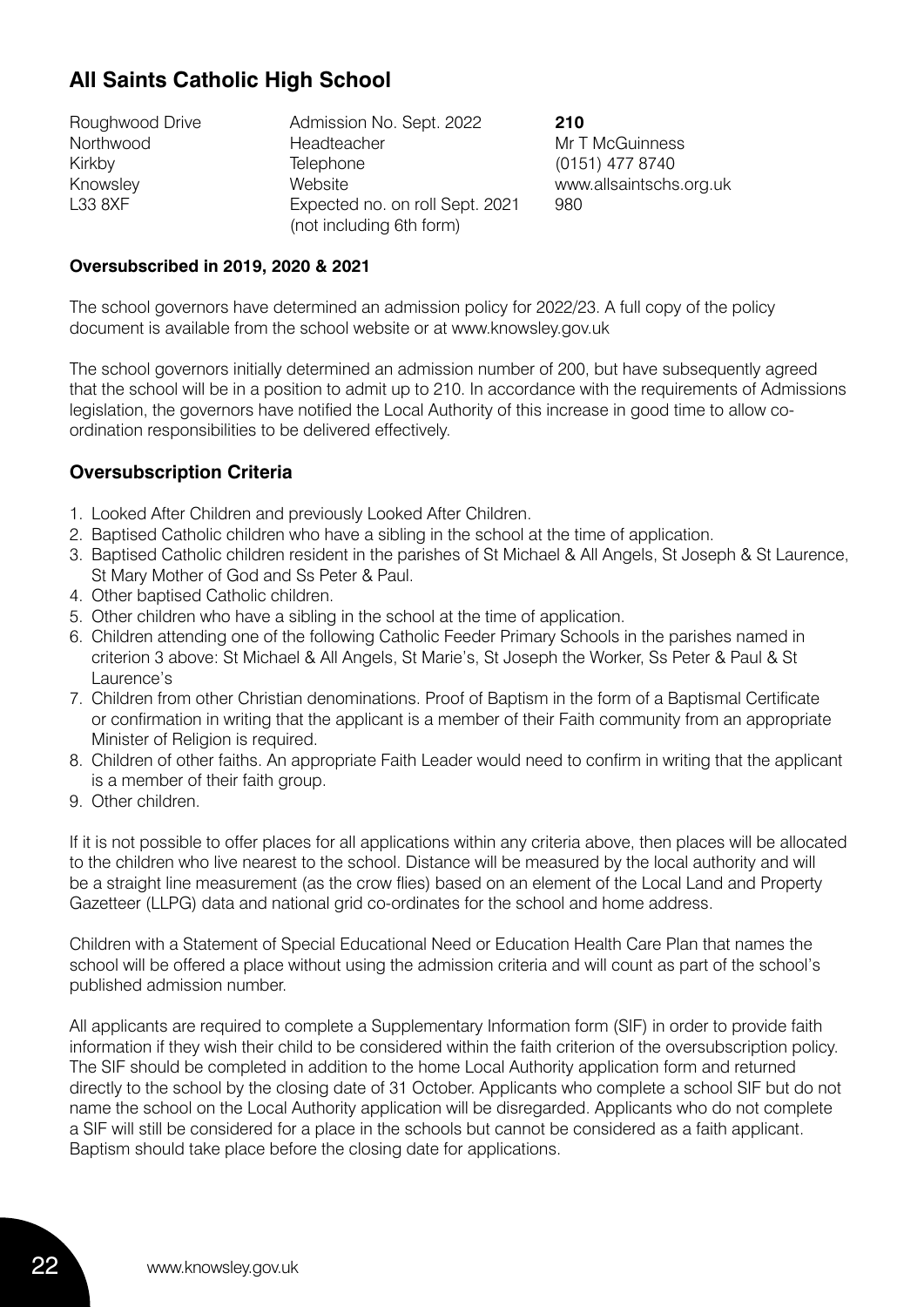## All Saints Catholic High School

| | | |
|---|---|---|
| Roughwood Drive | Admission No. Sept. 2022 | **210** |
| Northwood | Headteacher | Mr T McGuinness |
| Kirkby | Telephone | (0151) 477 8740 |
| Knowsley | Website | www.allsaintschs.org.uk |
| L33 8XF | Expected no. on roll Sept. 2021 (not including 6th form) | 980 |

**Oversubscribed in 2019, 2020 & 2021**

The school governors have determined an admission policy for 2022/23. A full copy of the policy document is available from the school website or at www.knowsley.gov.uk

The school governors initially determined an admission number of 200, but have subsequently agreed that the school will be in a position to admit up to 210. In accordance with the requirements of Admissions legislation, the governors have notified the Local Authority of this increase in good time to allow co-ordination responsibilities to be delivered effectively.

### Oversubscription Criteria

1. Looked After Children and previously Looked After Children.
2. Baptised Catholic children who have a sibling in the school at the time of application.
3. Baptised Catholic children resident in the parishes of St Michael & All Angels, St Joseph & St Laurence, St Mary Mother of God and Ss Peter & Paul.
4. Other baptised Catholic children.
5. Other children who have a sibling in the school at the time of application.
6. Children attending one of the following Catholic Feeder Primary Schools in the parishes named in criterion 3 above: St Michael & All Angels, St Marie's, St Joseph the Worker, Ss Peter & Paul & St Laurence's
7. Children from other Christian denominations. Proof of Baptism in the form of a Baptismal Certificate or confirmation in writing that the applicant is a member of their Faith community from an appropriate Minister of Religion is required.
8. Children of other faiths. An appropriate Faith Leader would need to confirm in writing that the applicant is a member of their faith group.
9. Other children.

If it is not possible to offer places for all applications within any criteria above, then places will be allocated to the children who live nearest to the school. Distance will be measured by the local authority and will be a straight line measurement (as the crow flies) based on an element of the Local Land and Property Gazetteer (LLPG) data and national grid co-ordinates for the school and home address.

Children with a Statement of Special Educational Need or Education Health Care Plan that names the school will be offered a place without using the admission criteria and will count as part of the school's published admission number.

All applicants are required to complete a Supplementary Information form (SIF) in order to provide faith information if they wish their child to be considered within the faith criterion of the oversubscription policy. The SIF should be completed in addition to the home Local Authority application form and returned directly to the school by the closing date of 31 October. Applicants who complete a school SIF but do not name the school on the Local Authority application will be disregarded. Applicants who do not complete a SIF will still be considered for a place in the schools but cannot be considered as a faith applicant. Baptism should take place before the closing date for applications.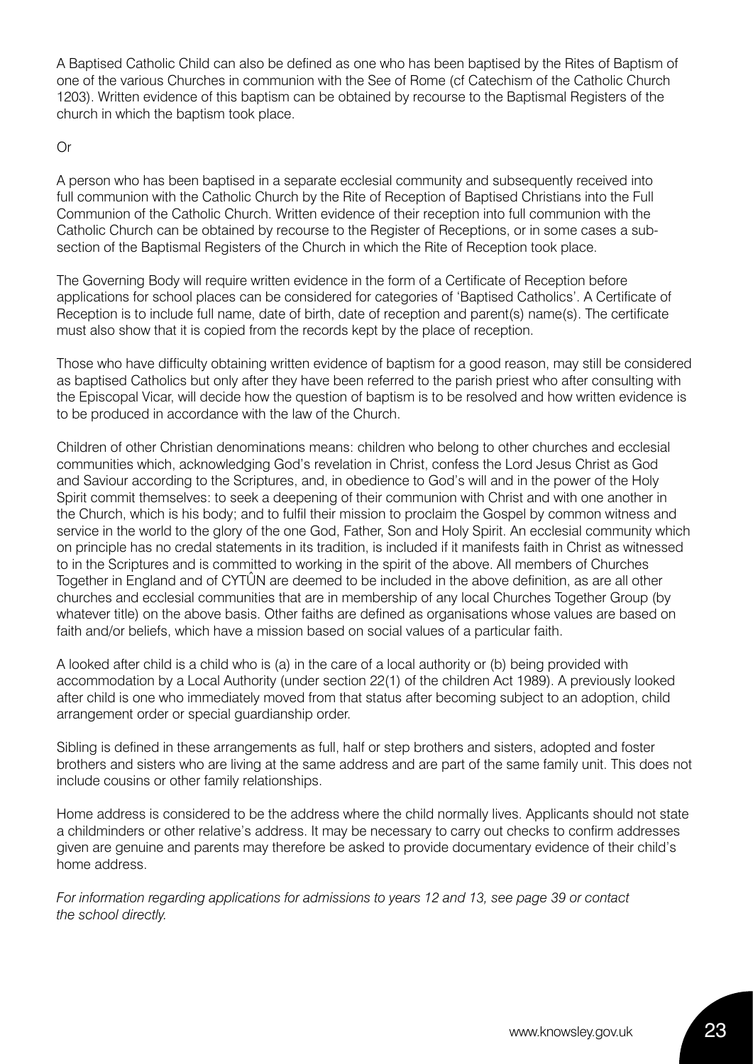A Baptised Catholic Child can also be defined as one who has been baptised by the Rites of Baptism of one of the various Churches in communion with the See of Rome (cf Catechism of the Catholic Church 1203). Written evidence of this baptism can be obtained by recourse to the Baptismal Registers of the church in which the baptism took place.

Or

A person who has been baptised in a separate ecclesial community and subsequently received into full communion with the Catholic Church by the Rite of Reception of Baptised Christians into the Full Communion of the Catholic Church. Written evidence of their reception into full communion with the Catholic Church can be obtained by recourse to the Register of Receptions, or in some cases a sub-section of the Baptismal Registers of the Church in which the Rite of Reception took place.

The Governing Body will require written evidence in the form of a Certificate of Reception before applications for school places can be considered for categories of 'Baptised Catholics'. A Certificate of Reception is to include full name, date of birth, date of reception and parent(s) name(s). The certificate must also show that it is copied from the records kept by the place of reception.

Those who have difficulty obtaining written evidence of baptism for a good reason, may still be considered as baptised Catholics but only after they have been referred to the parish priest who after consulting with the Episcopal Vicar, will decide how the question of baptism is to be resolved and how written evidence is to be produced in accordance with the law of the Church.

Children of other Christian denominations means: children who belong to other churches and ecclesial communities which, acknowledging God's revelation in Christ, confess the Lord Jesus Christ as God and Saviour according to the Scriptures, and, in obedience to God's will and in the power of the Holy Spirit commit themselves: to seek a deepening of their communion with Christ and with one another in the Church, which is his body; and to fulfil their mission to proclaim the Gospel by common witness and service in the world to the glory of the one God, Father, Son and Holy Spirit. An ecclesial community which on principle has no credal statements in its tradition, is included if it manifests faith in Christ as witnessed to in the Scriptures and is committed to working in the spirit of the above. All members of Churches Together in England and of CYTÛN are deemed to be included in the above definition, as are all other churches and ecclesial communities that are in membership of any local Churches Together Group (by whatever title) on the above basis. Other faiths are defined as organisations whose values are based on faith and/or beliefs, which have a mission based on social values of a particular faith.

A looked after child is a child who is (a) in the care of a local authority or (b) being provided with accommodation by a Local Authority (under section 22(1) of the children Act 1989). A previously looked after child is one who immediately moved from that status after becoming subject to an adoption, child arrangement order or special guardianship order.

Sibling is defined in these arrangements as full, half or step brothers and sisters, adopted and foster brothers and sisters who are living at the same address and are part of the same family unit. This does not include cousins or other family relationships.

Home address is considered to be the address where the child normally lives. Applicants should not state a childminders or other relative's address. It may be necessary to carry out checks to confirm addresses given are genuine and parents may therefore be asked to provide documentary evidence of their child's home address.

*For information regarding applications for admissions to years 12 and 13, see page 39 or contact the school directly.*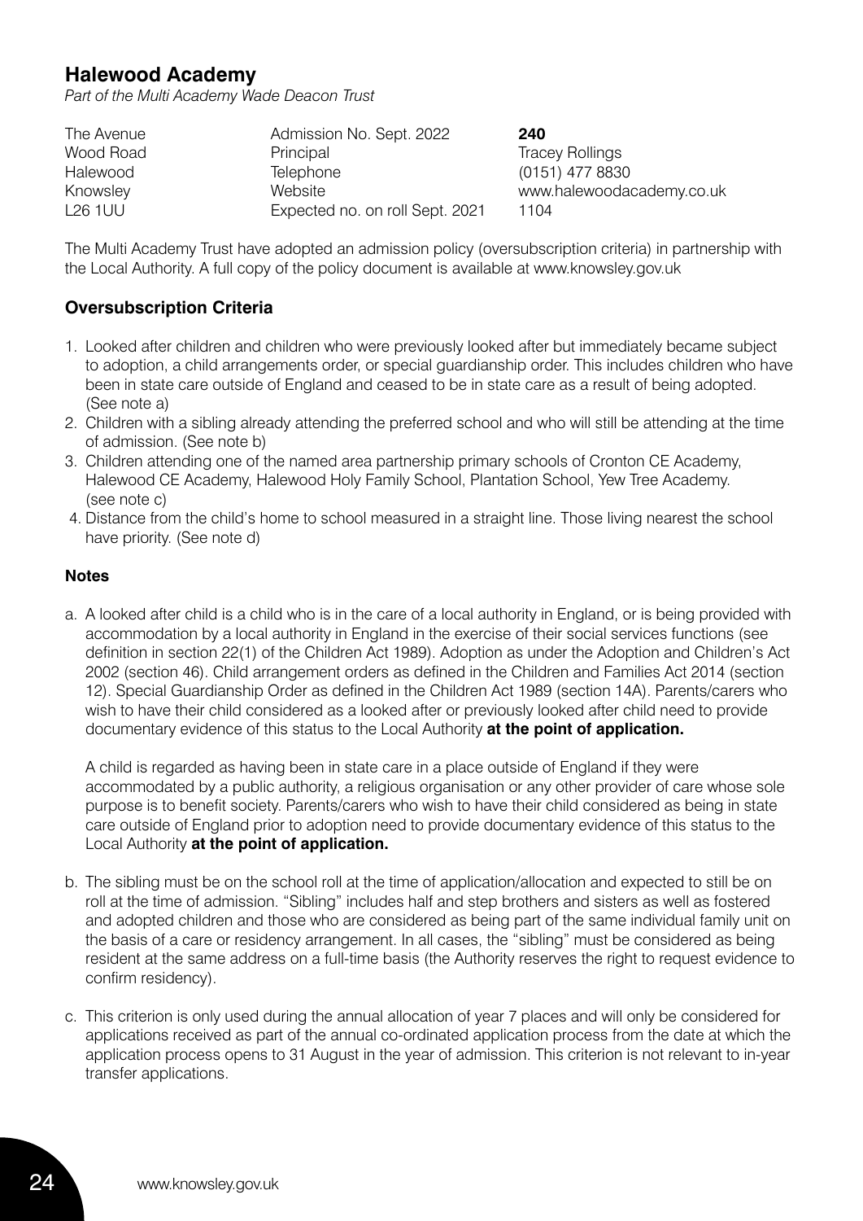## Halewood Academy

*Part of the Multi Academy Wade Deacon Trust*

| | | |
|---|---|---|
| The Avenue | Admission No. Sept. 2022 | **240** |
| Wood Road | Principal | Tracey Rollings |
| Halewood | Telephone | (0151) 477 8830 |
| Knowsley | Website | www.halewoodacademy.co.uk |
| L26 1UU | Expected no. on roll Sept. 2021 | 1104 |

The Multi Academy Trust have adopted an admission policy (oversubscription criteria) in partnership with the Local Authority. A full copy of the policy document is available at www.knowsley.gov.uk

### Oversubscription Criteria

1. Looked after children and children who were previously looked after but immediately became subject to adoption, a child arrangements order, or special guardianship order. This includes children who have been in state care outside of England and ceased to be in state care as a result of being adopted. (See note a)
2. Children with a sibling already attending the preferred school and who will still be attending at the time of admission. (See note b)
3. Children attending one of the named area partnership primary schools of Cronton CE Academy, Halewood CE Academy, Halewood Holy Family School, Plantation School, Yew Tree Academy. (see note c)
4. Distance from the child's home to school measured in a straight line. Those living nearest the school have priority. (See note d)

#### Notes

a. A looked after child is a child who is in the care of a local authority in England, or is being provided with accommodation by a local authority in England in the exercise of their social services functions (see definition in section 22(1) of the Children Act 1989). Adoption as under the Adoption and Children's Act 2002 (section 46). Child arrangement orders as defined in the Children and Families Act 2014 (section 12). Special Guardianship Order as defined in the Children Act 1989 (section 14A). Parents/carers who wish to have their child considered as a looked after or previously looked after child need to provide documentary evidence of this status to the Local Authority **at the point of application.**

A child is regarded as having been in state care in a place outside of England if they were accommodated by a public authority, a religious organisation or any other provider of care whose sole purpose is to benefit society. Parents/carers who wish to have their child considered as being in state care outside of England prior to adoption need to provide documentary evidence of this status to the Local Authority **at the point of application.**

b. The sibling must be on the school roll at the time of application/allocation and expected to still be on roll at the time of admission. "Sibling" includes half and step brothers and sisters as well as fostered and adopted children and those who are considered as being part of the same individual family unit on the basis of a care or residency arrangement. In all cases, the "sibling" must be considered as being resident at the same address on a full-time basis (the Authority reserves the right to request evidence to confirm residency).

c. This criterion is only used during the annual allocation of year 7 places and will only be considered for applications received as part of the annual co-ordinated application process from the date at which the application process opens to 31 August in the year of admission. This criterion is not relevant to in-year transfer applications.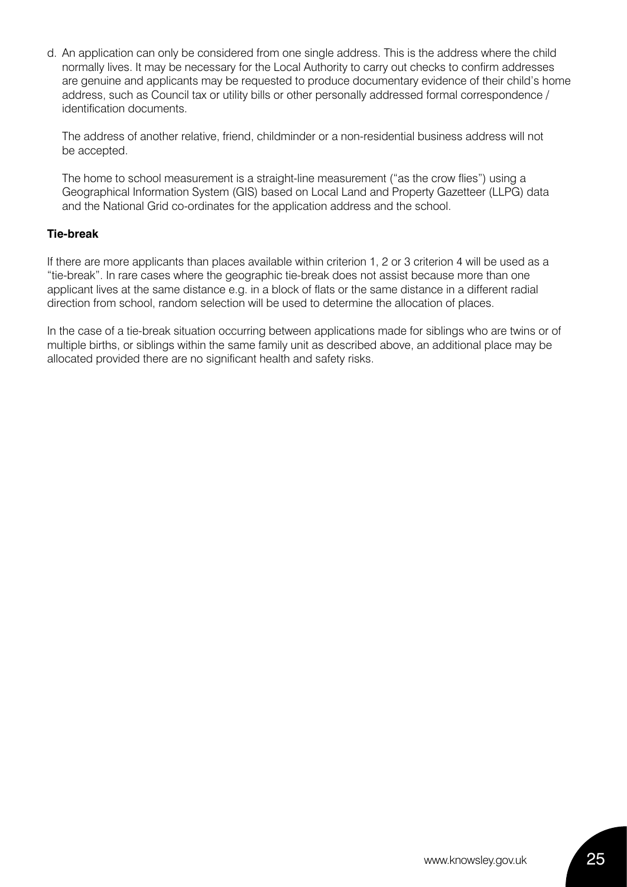d. An application can only be considered from one single address. This is the address where the child normally lives. It may be necessary for the Local Authority to carry out checks to confirm addresses are genuine and applicants may be requested to produce documentary evidence of their child's home address, such as Council tax or utility bills or other personally addressed formal correspondence / identification documents.

   The address of another relative, friend, childminder or a non-residential business address will not be accepted.

   The home to school measurement is a straight-line measurement ("as the crow flies") using a Geographical Information System (GIS) based on Local Land and Property Gazetteer (LLPG) data and the National Grid co-ordinates for the application address and the school.

**Tie-break**

If there are more applicants than places available within criterion 1, 2 or 3 criterion 4 will be used as a "tie-break". In rare cases where the geographic tie-break does not assist because more than one applicant lives at the same distance e.g. in a block of flats or the same distance in a different radial direction from school, random selection will be used to determine the allocation of places.

In the case of a tie-break situation occurring between applications made for siblings who are twins or of multiple births, or siblings within the same family unit as described above, an additional place may be allocated provided there are no significant health and safety risks.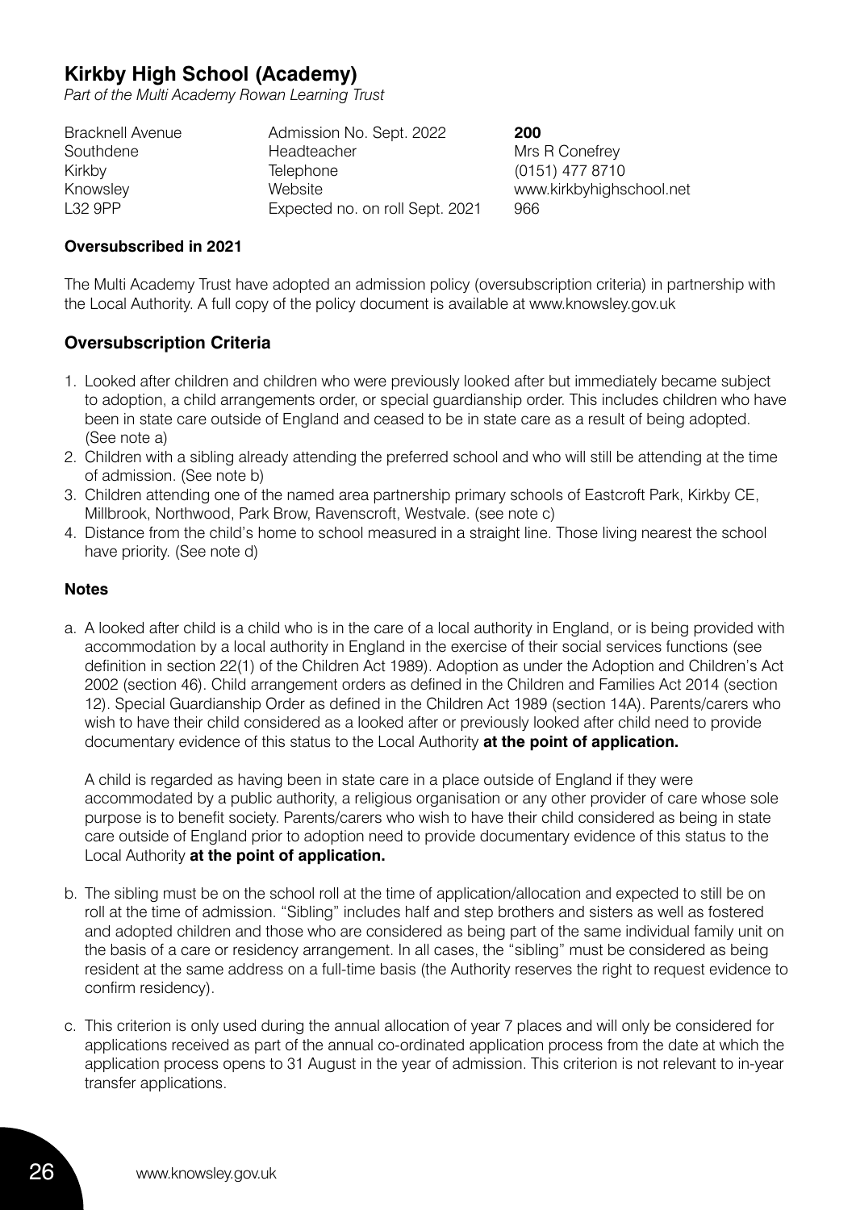## Kirkby High School (Academy)

*Part of the Multi Academy Rowan Learning Trust*

| | | |
|---|---|---|
| Bracknell Avenue | Admission No. Sept. 2022 | **200** |
| Southdene | Headteacher | Mrs R Conefrey |
| Kirkby | Telephone | (0151) 477 8710 |
| Knowsley | Website | www.kirkbyhighschool.net |
| L32 9PP | Expected no. on roll Sept. 2021 | 966 |

**Oversubscribed in 2021**

The Multi Academy Trust have adopted an admission policy (oversubscription criteria) in partnership with the Local Authority. A full copy of the policy document is available at www.knowsley.gov.uk

### Oversubscription Criteria

1. Looked after children and children who were previously looked after but immediately became subject to adoption, a child arrangements order, or special guardianship order. This includes children who have been in state care outside of England and ceased to be in state care as a result of being adopted. (See note a)
2. Children with a sibling already attending the preferred school and who will still be attending at the time of admission. (See note b)
3. Children attending one of the named area partnership primary schools of Eastcroft Park, Kirkby CE, Millbrook, Northwood, Park Brow, Ravenscroft, Westvale. (see note c)
4. Distance from the child's home to school measured in a straight line. Those living nearest the school have priority. (See note d)

**Notes**

a. A looked after child is a child who is in the care of a local authority in England, or is being provided with accommodation by a local authority in England in the exercise of their social services functions (see definition in section 22(1) of the Children Act 1989). Adoption as under the Adoption and Children's Act 2002 (section 46). Child arrangement orders as defined in the Children and Families Act 2014 (section 12). Special Guardianship Order as defined in the Children Act 1989 (section 14A). Parents/carers who wish to have their child considered as a looked after or previously looked after child need to provide documentary evidence of this status to the Local Authority **at the point of application.**

   A child is regarded as having been in state care in a place outside of England if they were accommodated by a public authority, a religious organisation or any other provider of care whose sole purpose is to benefit society. Parents/carers who wish to have their child considered as being in state care outside of England prior to adoption need to provide documentary evidence of this status to the Local Authority **at the point of application.**

b. The sibling must be on the school roll at the time of application/allocation and expected to still be on roll at the time of admission. "Sibling" includes half and step brothers and sisters as well as fostered and adopted children and those who are considered as being part of the same individual family unit on the basis of a care or residency arrangement. In all cases, the "sibling" must be considered as being resident at the same address on a full-time basis (the Authority reserves the right to request evidence to confirm residency).

c. This criterion is only used during the annual allocation of year 7 places and will only be considered for applications received as part of the annual co-ordinated application process from the date at which the application process opens to 31 August in the year of admission. This criterion is not relevant to in-year transfer applications.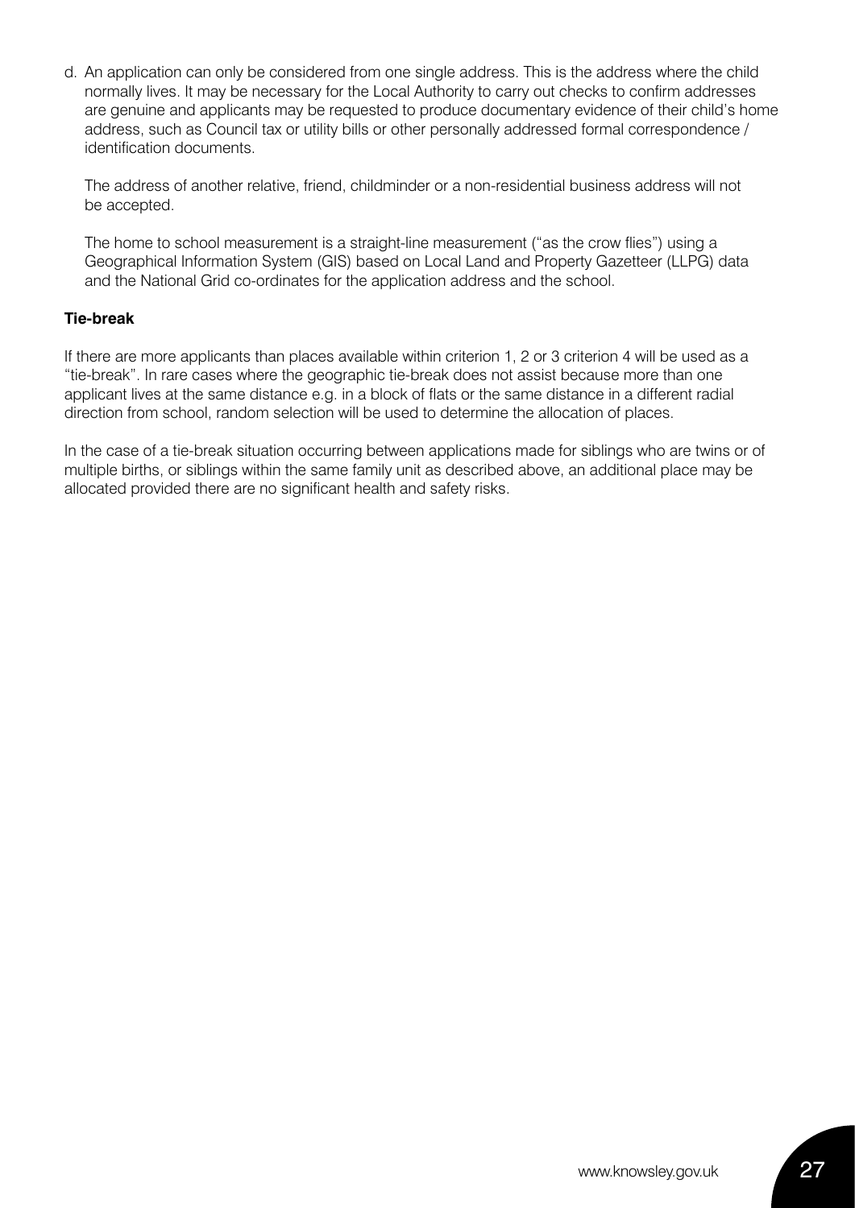d. An application can only be considered from one single address. This is the address where the child normally lives. It may be necessary for the Local Authority to carry out checks to confirm addresses are genuine and applicants may be requested to produce documentary evidence of their child's home address, such as Council tax or utility bills or other personally addressed formal correspondence / identification documents.

   The address of another relative, friend, childminder or a non-residential business address will not be accepted.

   The home to school measurement is a straight-line measurement ("as the crow flies") using a Geographical Information System (GIS) based on Local Land and Property Gazetteer (LLPG) data and the National Grid co-ordinates for the application address and the school.

**Tie-break**

If there are more applicants than places available within criterion 1, 2 or 3 criterion 4 will be used as a "tie-break". In rare cases where the geographic tie-break does not assist because more than one applicant lives at the same distance e.g. in a block of flats or the same distance in a different radial direction from school, random selection will be used to determine the allocation of places.

In the case of a tie-break situation occurring between applications made for siblings who are twins or of multiple births, or siblings within the same family unit as described above, an additional place may be allocated provided there are no significant health and safety risks.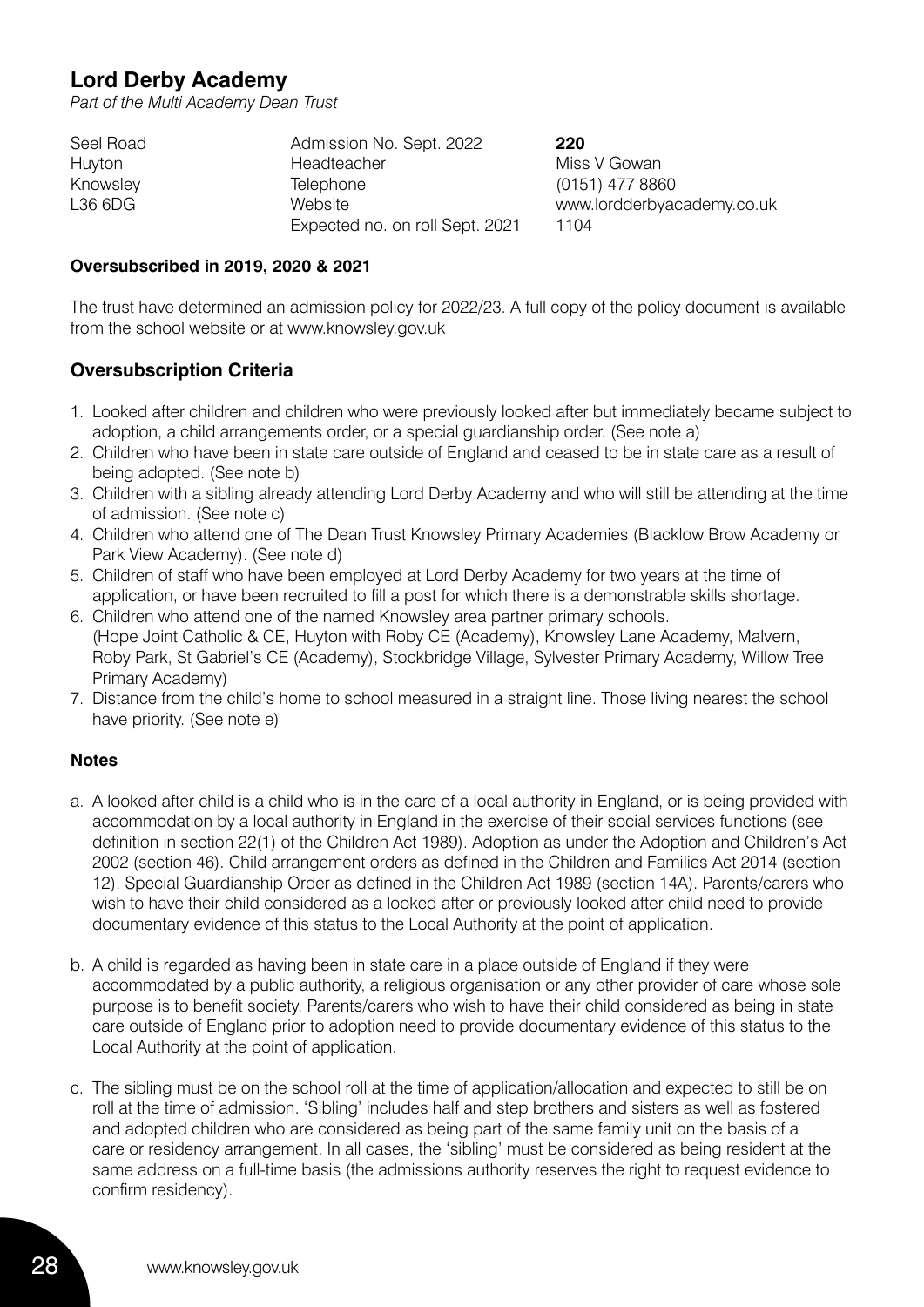## Lord Derby Academy

*Part of the Multi Academy Dean Trust*

| | | |
|---|---|---|
| Seel Road | Admission No. Sept. 2022 | **220** |
| Huyton | Headteacher | Miss V Gowan |
| Knowsley | Telephone | (0151) 477 8860 |
| L36 6DG | Website | www.lordderbyacademy.co.uk |
| | Expected no. on roll Sept. 2021 | 1104 |

**Oversubscribed in 2019, 2020 & 2021**

The trust have determined an admission policy for 2022/23. A full copy of the policy document is available from the school website or at www.knowsley.gov.uk

### Oversubscription Criteria

1. Looked after children and children who were previously looked after but immediately became subject to adoption, a child arrangements order, or a special guardianship order. (See note a)
2. Children who have been in state care outside of England and ceased to be in state care as a result of being adopted. (See note b)
3. Children with a sibling already attending Lord Derby Academy and who will still be attending at the time of admission. (See note c)
4. Children who attend one of The Dean Trust Knowsley Primary Academies (Blacklow Brow Academy or Park View Academy). (See note d)
5. Children of staff who have been employed at Lord Derby Academy for two years at the time of application, or have been recruited to fill a post for which there is a demonstrable skills shortage.
6. Children who attend one of the named Knowsley area partner primary schools. (Hope Joint Catholic & CE, Huyton with Roby CE (Academy), Knowsley Lane Academy, Malvern, Roby Park, St Gabriel's CE (Academy), Stockbridge Village, Sylvester Primary Academy, Willow Tree Primary Academy)
7. Distance from the child's home to school measured in a straight line. Those living nearest the school have priority. (See note e)

#### Notes

a. A looked after child is a child who is in the care of a local authority in England, or is being provided with accommodation by a local authority in England in the exercise of their social services functions (see definition in section 22(1) of the Children Act 1989). Adoption as under the Adoption and Children's Act 2002 (section 46). Child arrangement orders as defined in the Children and Families Act 2014 (section 12). Special Guardianship Order as defined in the Children Act 1989 (section 14A). Parents/carers who wish to have their child considered as a looked after or previously looked after child need to provide documentary evidence of this status to the Local Authority at the point of application.

b. A child is regarded as having been in state care in a place outside of England if they were accommodated by a public authority, a religious organisation or any other provider of care whose sole purpose is to benefit society. Parents/carers who wish to have their child considered as being in state care outside of England prior to adoption need to provide documentary evidence of this status to the Local Authority at the point of application.

c. The sibling must be on the school roll at the time of application/allocation and expected to still be on roll at the time of admission. 'Sibling' includes half and step brothers and sisters as well as fostered and adopted children who are considered as being part of the same family unit on the basis of a care or residency arrangement. In all cases, the 'sibling' must be considered as being resident at the same address on a full-time basis (the admissions authority reserves the right to request evidence to confirm residency).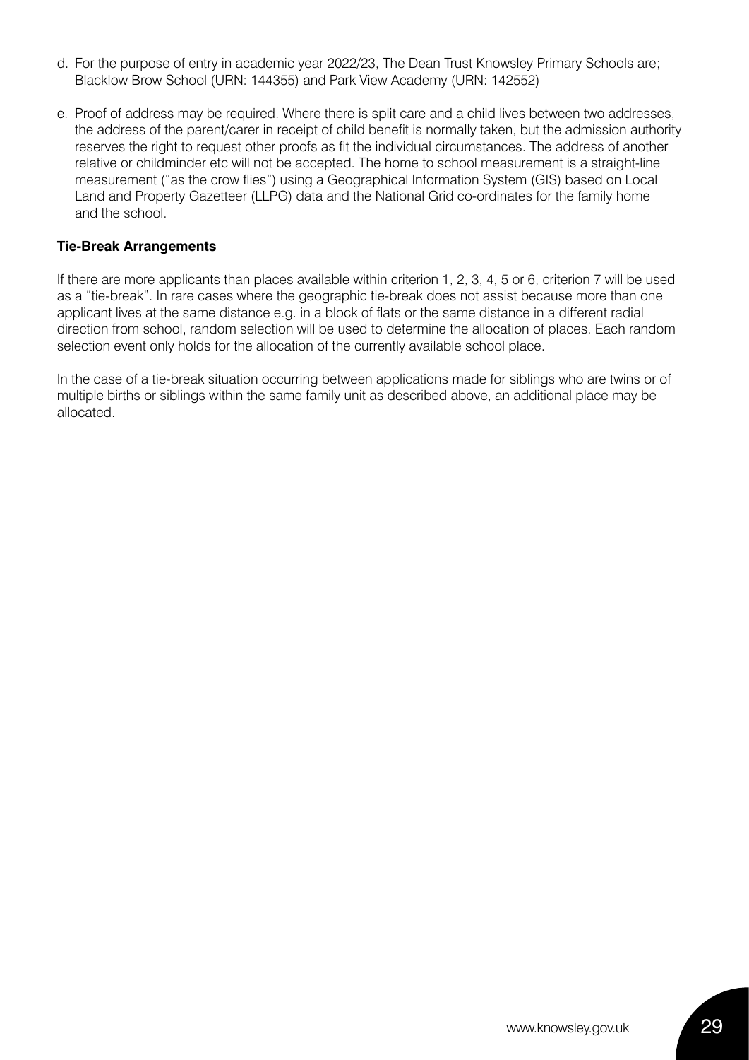d. For the purpose of entry in academic year 2022/23, The Dean Trust Knowsley Primary Schools are; Blacklow Brow School (URN: 144355) and Park View Academy (URN: 142552)

e. Proof of address may be required. Where there is split care and a child lives between two addresses, the address of the parent/carer in receipt of child benefit is normally taken, but the admission authority reserves the right to request other proofs as fit the individual circumstances. The address of another relative or childminder etc will not be accepted. The home to school measurement is a straight-line measurement ("as the crow flies") using a Geographical Information System (GIS) based on Local Land and Property Gazetteer (LLPG) data and the National Grid co-ordinates for the family home and the school.

**Tie-Break Arrangements**

If there are more applicants than places available within criterion 1, 2, 3, 4, 5 or 6, criterion 7 will be used as a "tie-break". In rare cases where the geographic tie-break does not assist because more than one applicant lives at the same distance e.g. in a block of flats or the same distance in a different radial direction from school, random selection will be used to determine the allocation of places. Each random selection event only holds for the allocation of the currently available school place.

In the case of a tie-break situation occurring between applications made for siblings who are twins or of multiple births or siblings within the same family unit as described above, an additional place may be allocated.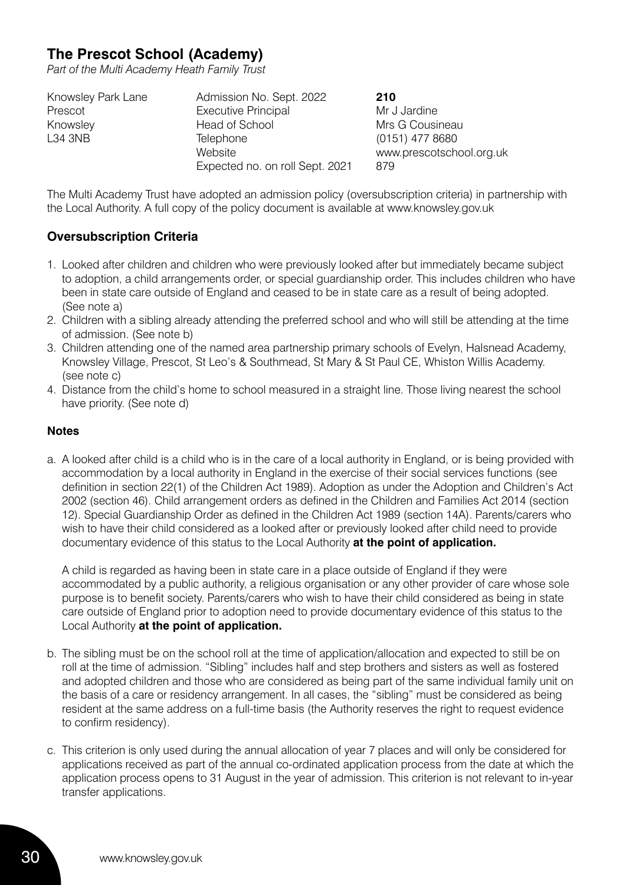## The Prescot School (Academy)

*Part of the Multi Academy Heath Family Trust*

| | | |
|---|---|---|
| Knowsley Park Lane | Admission No. Sept. 2022 | **210** |
| Prescot | Executive Principal | Mr J Jardine |
| Knowsley | Head of School | Mrs G Cousineau |
| L34 3NB | Telephone | (0151) 477 8680 |
| | Website | www.prescotschool.org.uk |
| | Expected no. on roll Sept. 2021 | 879 |

The Multi Academy Trust have adopted an admission policy (oversubscription criteria) in partnership with the Local Authority. A full copy of the policy document is available at www.knowsley.gov.uk

### Oversubscription Criteria

1. Looked after children and children who were previously looked after but immediately became subject to adoption, a child arrangements order, or special guardianship order. This includes children who have been in state care outside of England and ceased to be in state care as a result of being adopted. (See note a)
2. Children with a sibling already attending the preferred school and who will still be attending at the time of admission. (See note b)
3. Children attending one of the named area partnership primary schools of Evelyn, Halsnead Academy, Knowsley Village, Prescot, St Leo's & Southmead, St Mary & St Paul CE, Whiston Willis Academy. (see note c)
4. Distance from the child's home to school measured in a straight line. Those living nearest the school have priority. (See note d)

#### Notes

a. A looked after child is a child who is in the care of a local authority in England, or is being provided with accommodation by a local authority in England in the exercise of their social services functions (see definition in section 22(1) of the Children Act 1989). Adoption as under the Adoption and Children's Act 2002 (section 46). Child arrangement orders as defined in the Children and Families Act 2014 (section 12). Special Guardianship Order as defined in the Children Act 1989 (section 14A). Parents/carers who wish to have their child considered as a looked after or previously looked after child need to provide documentary evidence of this status to the Local Authority **at the point of application.**

   A child is regarded as having been in state care in a place outside of England if they were accommodated by a public authority, a religious organisation or any other provider of care whose sole purpose is to benefit society. Parents/carers who wish to have their child considered as being in state care outside of England prior to adoption need to provide documentary evidence of this status to the Local Authority **at the point of application.**

b. The sibling must be on the school roll at the time of application/allocation and expected to still be on roll at the time of admission. "Sibling" includes half and step brothers and sisters as well as fostered and adopted children and those who are considered as being part of the same individual family unit on the basis of a care or residency arrangement. In all cases, the "sibling" must be considered as being resident at the same address on a full-time basis (the Authority reserves the right to request evidence to confirm residency).

c. This criterion is only used during the annual allocation of year 7 places and will only be considered for applications received as part of the annual co-ordinated application process from the date at which the application process opens to 31 August in the year of admission. This criterion is not relevant to in-year transfer applications.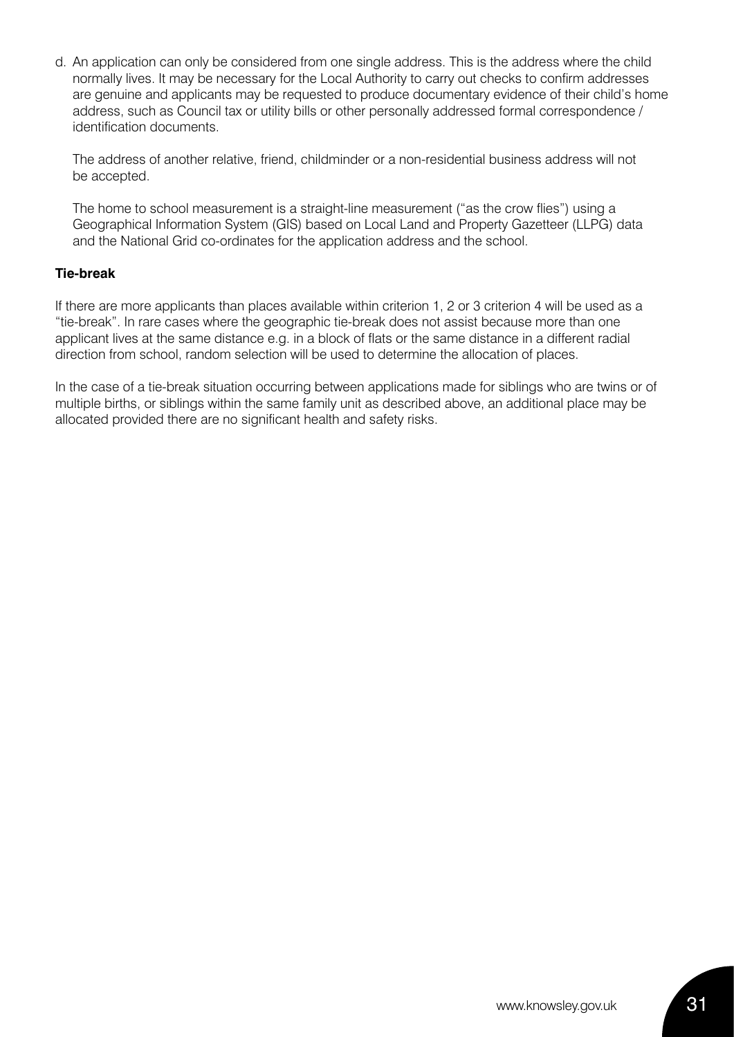d. An application can only be considered from one single address. This is the address where the child normally lives. It may be necessary for the Local Authority to carry out checks to confirm addresses are genuine and applicants may be requested to produce documentary evidence of their child's home address, such as Council tax or utility bills or other personally addressed formal correspondence / identification documents.

   The address of another relative, friend, childminder or a non-residential business address will not be accepted.

   The home to school measurement is a straight-line measurement ("as the crow flies") using a Geographical Information System (GIS) based on Local Land and Property Gazetteer (LLPG) data and the National Grid co-ordinates for the application address and the school.

**Tie-break**

If there are more applicants than places available within criterion 1, 2 or 3 criterion 4 will be used as a "tie-break". In rare cases where the geographic tie-break does not assist because more than one applicant lives at the same distance e.g. in a block of flats or the same distance in a different radial direction from school, random selection will be used to determine the allocation of places.

In the case of a tie-break situation occurring between applications made for siblings who are twins or of multiple births, or siblings within the same family unit as described above, an additional place may be allocated provided there are no significant health and safety risks.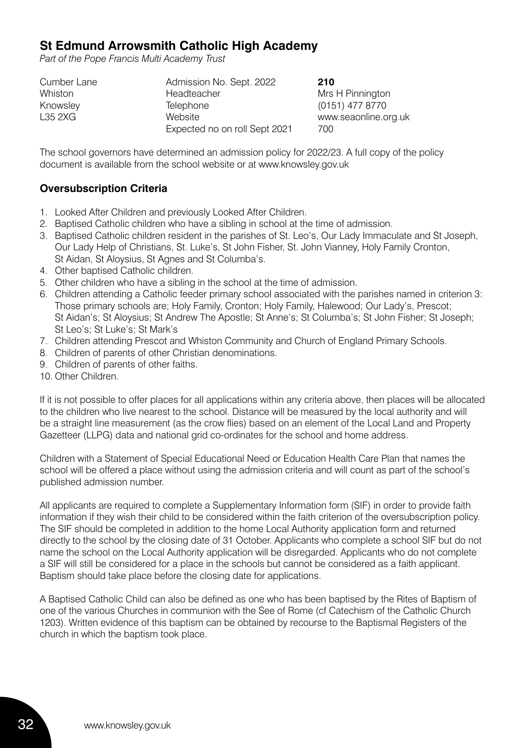## St Edmund Arrowsmith Catholic High Academy

*Part of the Pope Francis Multi Academy Trust*

| | | |
|---|---|---|
| Cumber Lane | Admission No. Sept. 2022 | **210** |
| Whiston | Headteacher | Mrs H Pinnington |
| Knowsley | Telephone | (0151) 477 8770 |
| L35 2XG | Website | www.seaonline.org.uk |
| | Expected no on roll Sept 2021 | 700 |

The school governors have determined an admission policy for 2022/23. A full copy of the policy document is available from the school website or at www.knowsley.gov.uk

### Oversubscription Criteria

1. Looked After Children and previously Looked After Children.
2. Baptised Catholic children who have a sibling in school at the time of admission.
3. Baptised Catholic children resident in the parishes of St. Leo's, Our Lady Immaculate and St Joseph, Our Lady Help of Christians, St. Luke's, St John Fisher, St. John Vianney, Holy Family Cronton, St Aidan, St Aloysius, St Agnes and St Columba's.
4. Other baptised Catholic children.
5. Other children who have a sibling in the school at the time of admission.
6. Children attending a Catholic feeder primary school associated with the parishes named in criterion 3: Those primary schools are; Holy Family, Cronton; Holy Family, Halewood; Our Lady's, Prescot; St Aidan's; St Aloysius; St Andrew The Apostle; St Anne's; St Columba's; St John Fisher; St Joseph; St Leo's; St Luke's; St Mark's
7. Children attending Prescot and Whiston Community and Church of England Primary Schools.
8. Children of parents of other Christian denominations.
9. Children of parents of other faiths.
10. Other Children.

If it is not possible to offer places for all applications within any criteria above, then places will be allocated to the children who live nearest to the school. Distance will be measured by the local authority and will be a straight line measurement (as the crow flies) based on an element of the Local Land and Property Gazetteer (LLPG) data and national grid co-ordinates for the school and home address.

Children with a Statement of Special Educational Need or Education Health Care Plan that names the school will be offered a place without using the admission criteria and will count as part of the school's published admission number.

All applicants are required to complete a Supplementary Information form (SIF) in order to provide faith information if they wish their child to be considered within the faith criterion of the oversubscription policy. The SIF should be completed in addition to the home Local Authority application form and returned directly to the school by the closing date of 31 October. Applicants who complete a school SIF but do not name the school on the Local Authority application will be disregarded. Applicants who do not complete a SIF will still be considered for a place in the schools but cannot be considered as a faith applicant. Baptism should take place before the closing date for applications.

A Baptised Catholic Child can also be defined as one who has been baptised by the Rites of Baptism of one of the various Churches in communion with the See of Rome (cf Catechism of the Catholic Church 1203). Written evidence of this baptism can be obtained by recourse to the Baptismal Registers of the church in which the baptism took place.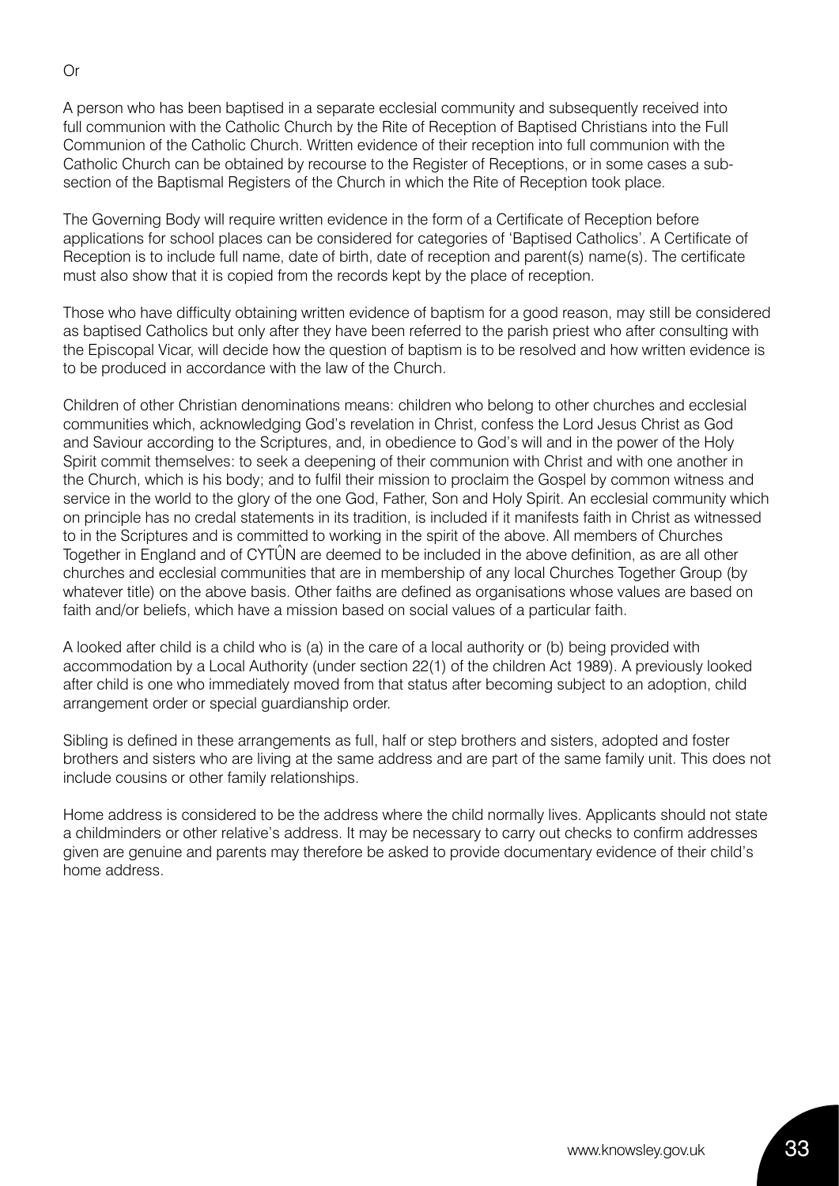Or

A person who has been baptised in a separate ecclesial community and subsequently received into full communion with the Catholic Church by the Rite of Reception of Baptised Christians into the Full Communion of the Catholic Church. Written evidence of their reception into full communion with the Catholic Church can be obtained by recourse to the Register of Receptions, or in some cases a sub-section of the Baptismal Registers of the Church in which the Rite of Reception took place.

The Governing Body will require written evidence in the form of a Certificate of Reception before applications for school places can be considered for categories of 'Baptised Catholics'. A Certificate of Reception is to include full name, date of birth, date of reception and parent(s) name(s). The certificate must also show that it is copied from the records kept by the place of reception.

Those who have difficulty obtaining written evidence of baptism for a good reason, may still be considered as baptised Catholics but only after they have been referred to the parish priest who after consulting with the Episcopal Vicar, will decide how the question of baptism is to be resolved and how written evidence is to be produced in accordance with the law of the Church.

Children of other Christian denominations means: children who belong to other churches and ecclesial communities which, acknowledging God's revelation in Christ, confess the Lord Jesus Christ as God and Saviour according to the Scriptures, and, in obedience to God's will and in the power of the Holy Spirit commit themselves: to seek a deepening of their communion with Christ and with one another in the Church, which is his body; and to fulfil their mission to proclaim the Gospel by common witness and service in the world to the glory of the one God, Father, Son and Holy Spirit. An ecclesial community which on principle has no credal statements in its tradition, is included if it manifests faith in Christ as witnessed to in the Scriptures and is committed to working in the spirit of the above. All members of Churches Together in England and of CYTÛN are deemed to be included in the above definition, as are all other churches and ecclesial communities that are in membership of any local Churches Together Group (by whatever title) on the above basis. Other faiths are defined as organisations whose values are based on faith and/or beliefs, which have a mission based on social values of a particular faith.

A looked after child is a child who is (a) in the care of a local authority or (b) being provided with accommodation by a Local Authority (under section 22(1) of the children Act 1989). A previously looked after child is one who immediately moved from that status after becoming subject to an adoption, child arrangement order or special guardianship order.

Sibling is defined in these arrangements as full, half or step brothers and sisters, adopted and foster brothers and sisters who are living at the same address and are part of the same family unit. This does not include cousins or other family relationships.

Home address is considered to be the address where the child normally lives. Applicants should not state a childminders or other relative's address. It may be necessary to carry out checks to confirm addresses given are genuine and parents may therefore be asked to provide documentary evidence of their child's home address.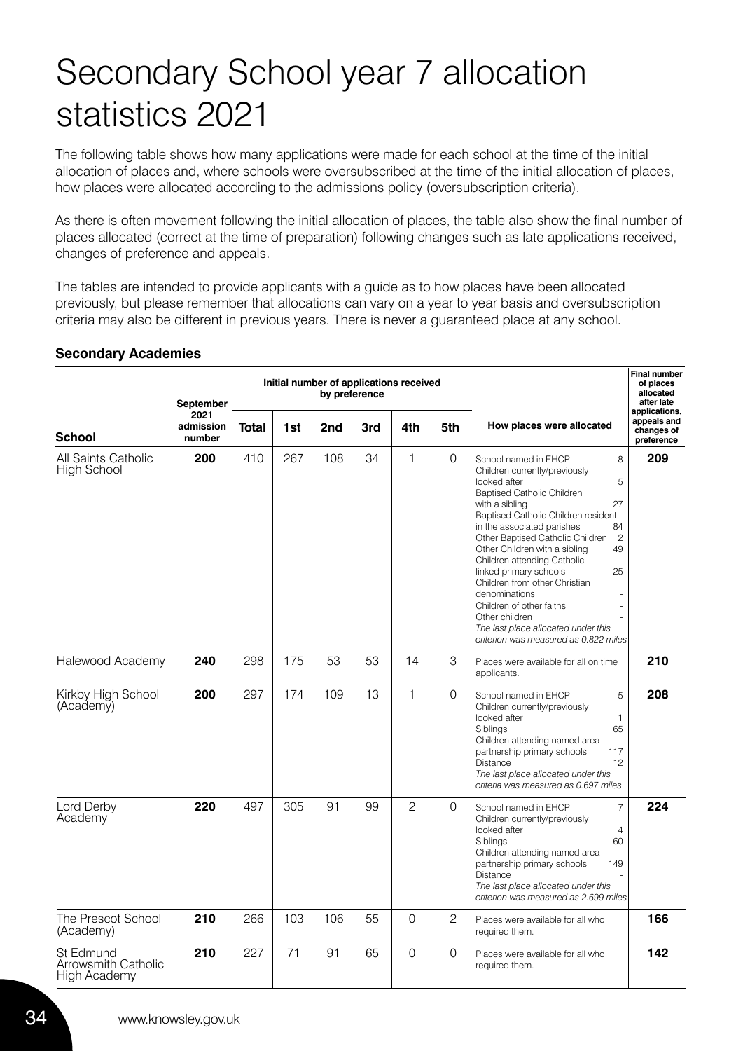# Secondary School year 7 allocation statistics 2021

The following table shows how many applications were made for each school at the time of the initial allocation of places and, where schools were oversubscribed at the time of the initial allocation of places, how places were allocated according to the admissions policy (oversubscription criteria).

As there is often movement following the initial allocation of places, the table also show the final number of places allocated (correct at the time of preparation) following changes such as late applications received, changes of preference and appeals.

The tables are intended to provide applicants with a guide as to how places have been allocated previously, but please remember that allocations can vary on a year to year basis and oversubscription criteria may also be different in previous years. There is never a guaranteed place at any school.

**Secondary Academies**

| School | September 2021 admission number | Initial number of applications received by preference | | | | | | How places were allocated | Final number of places allocated after late applications, appeals and changes of preference |
|---|---|---|---|---|---|---|---|---|---|
| | | Total | 1st | 2nd | 3rd | 4th | 5th | | |
| All Saints Catholic High School | **200** | 410 | 267 | 108 | 34 | 1 | 0 | School named in EHCP 8<br>Children currently/previously looked after 5<br>Baptised Catholic Children with a sibling 27<br>Baptised Catholic Children resident in the associated parishes 84<br>Other Baptised Catholic Children 2<br>Other Children with a sibling 49<br>Children attending Catholic linked primary schools 25<br>Children from other Christian denominations -<br>Children of other faiths -<br>Other children -<br>*The last place allocated under this criterion was measured as 0.822 miles* | **209** |
| Halewood Academy | **240** | 298 | 175 | 53 | 53 | 14 | 3 | Places were available for all on time applicants. | **210** |
| Kirkby High School (Academy) | **200** | 297 | 174 | 109 | 13 | 1 | 0 | School named in EHCP 5<br>Children currently/previously looked after 1<br>Siblings 65<br>Children attending named area partnership primary schools 117<br>Distance 12<br>*The last place allocated under this criteria was measured as 0.697 miles* | **208** |
| Lord Derby Academy | **220** | 497 | 305 | 91 | 99 | 2 | 0 | School named in EHCP 7<br>Children currently/previously looked after 4<br>Siblings 60<br>Children attending named area partnership primary schools 149<br>Distance -<br>*The last place allocated under this criterion was measured as 2.699 miles* | **224** |
| The Prescot School (Academy) | **210** | 266 | 103 | 106 | 55 | 0 | 2 | Places were available for all who required them. | **166** |
| St Edmund Arrowsmith Catholic High Academy | **210** | 227 | 71 | 91 | 65 | 0 | 0 | Places were available for all who required them. | **142** |

www.knowsley.gov.uk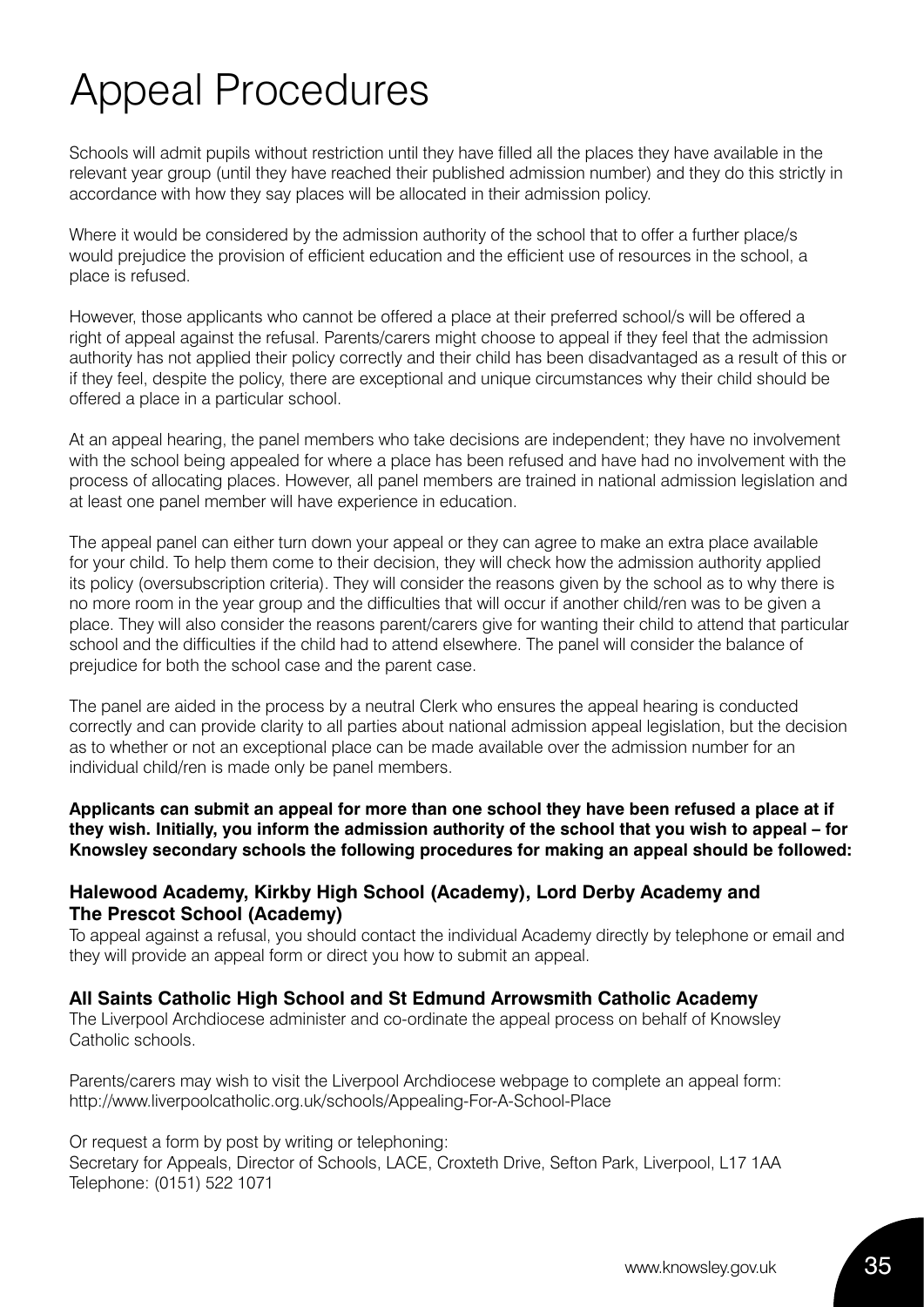# Appeal Procedures

Schools will admit pupils without restriction until they have filled all the places they have available in the relevant year group (until they have reached their published admission number) and they do this strictly in accordance with how they say places will be allocated in their admission policy.

Where it would be considered by the admission authority of the school that to offer a further place/s would prejudice the provision of efficient education and the efficient use of resources in the school, a place is refused.

However, those applicants who cannot be offered a place at their preferred school/s will be offered a right of appeal against the refusal. Parents/carers might choose to appeal if they feel that the admission authority has not applied their policy correctly and their child has been disadvantaged as a result of this or if they feel, despite the policy, there are exceptional and unique circumstances why their child should be offered a place in a particular school.

At an appeal hearing, the panel members who take decisions are independent; they have no involvement with the school being appealed for where a place has been refused and have had no involvement with the process of allocating places. However, all panel members are trained in national admission legislation and at least one panel member will have experience in education.

The appeal panel can either turn down your appeal or they can agree to make an extra place available for your child. To help them come to their decision, they will check how the admission authority applied its policy (oversubscription criteria). They will consider the reasons given by the school as to why there is no more room in the year group and the difficulties that will occur if another child/ren was to be given a place. They will also consider the reasons parent/carers give for wanting their child to attend that particular school and the difficulties if the child had to attend elsewhere. The panel will consider the balance of prejudice for both the school case and the parent case.

The panel are aided in the process by a neutral Clerk who ensures the appeal hearing is conducted correctly and can provide clarity to all parties about national admission appeal legislation, but the decision as to whether or not an exceptional place can be made available over the admission number for an individual child/ren is made only be panel members.

**Applicants can submit an appeal for more than one school they have been refused a place at if they wish. Initially, you inform the admission authority of the school that you wish to appeal – for Knowsley secondary schools the following procedures for making an appeal should be followed:**

### Halewood Academy, Kirkby High School (Academy), Lord Derby Academy and The Prescot School (Academy)

To appeal against a refusal, you should contact the individual Academy directly by telephone or email and they will provide an appeal form or direct you how to submit an appeal.

### All Saints Catholic High School and St Edmund Arrowsmith Catholic Academy

The Liverpool Archdiocese administer and co-ordinate the appeal process on behalf of Knowsley Catholic schools.

Parents/carers may wish to visit the Liverpool Archdiocese webpage to complete an appeal form: http://www.liverpoolcatholic.org.uk/schools/Appealing-For-A-School-Place

Or request a form by post by writing or telephoning:
Secretary for Appeals, Director of Schools, LACE, Croxteth Drive, Sefton Park, Liverpool, L17 1AA
Telephone: (0151) 522 1071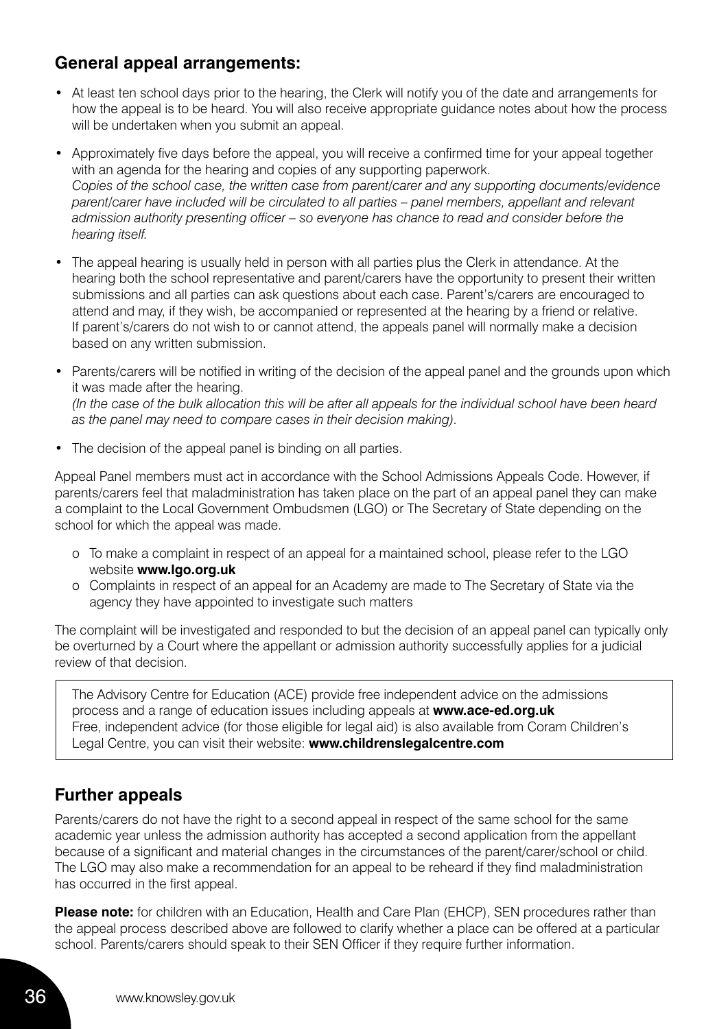## General appeal arrangements:

- At least ten school days prior to the hearing, the Clerk will notify you of the date and arrangements for how the appeal is to be heard. You will also receive appropriate guidance notes about how the process will be undertaken when you submit an appeal.
- Approximately five days before the appeal, you will receive a confirmed time for your appeal together with an agenda for the hearing and copies of any supporting paperwork.
  *Copies of the school case, the written case from parent/carer and any supporting documents/evidence parent/carer have included will be circulated to all parties – panel members, appellant and relevant admission authority presenting officer – so everyone has chance to read and consider before the hearing itself.*
- The appeal hearing is usually held in person with all parties plus the Clerk in attendance. At the hearing both the school representative and parent/carers have the opportunity to present their written submissions and all parties can ask questions about each case. Parent's/carers are encouraged to attend and may, if they wish, be accompanied or represented at the hearing by a friend or relative. If parent's/carers do not wish to or cannot attend, the appeals panel will normally make a decision based on any written submission.
- Parents/carers will be notified in writing of the decision of the appeal panel and the grounds upon which it was made after the hearing.
  *(In the case of the bulk allocation this will be after all appeals for the individual school have been heard as the panel may need to compare cases in their decision making).*
- The decision of the appeal panel is binding on all parties.

Appeal Panel members must act in accordance with the School Admissions Appeals Code. However, if parents/carers feel that maladministration has taken place on the part of an appeal panel they can make a complaint to the Local Government Ombudsmen (LGO) or The Secretary of State depending on the school for which the appeal was made.

- o To make a complaint in respect of an appeal for a maintained school, please refer to the LGO website **www.lgo.org.uk**
- o Complaints in respect of an appeal for an Academy are made to The Secretary of State via the agency they have appointed to investigate such matters

The complaint will be investigated and responded to but the decision of an appeal panel can typically only be overturned by a Court where the appellant or admission authority successfully applies for a judicial review of that decision.

The Advisory Centre for Education (ACE) provide free independent advice on the admissions process and a range of education issues including appeals at **www.ace-ed.org.uk**
Free, independent advice (for those eligible for legal aid) is also available from Coram Children's Legal Centre, you can visit their website: **www.childrenslegalcentre.com**

## Further appeals

Parents/carers do not have the right to a second appeal in respect of the same school for the same academic year unless the admission authority has accepted a second application from the appellant because of a significant and material changes in the circumstances of the parent/carer/school or child. The LGO may also make a recommendation for an appeal to be reheard if they find maladministration has occurred in the first appeal.

**Please note:** for children with an Education, Health and Care Plan (EHCP), SEN procedures rather than the appeal process described above are followed to clarify whether a place can be offered at a particular school. Parents/carers should speak to their SEN Officer if they require further information.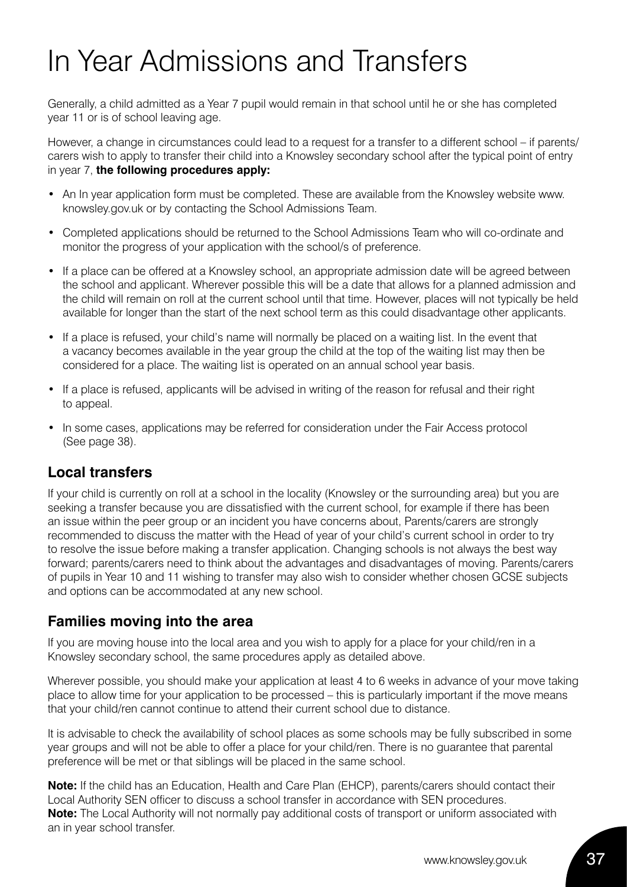# In Year Admissions and Transfers

Generally, a child admitted as a Year 7 pupil would remain in that school until he or she has completed year 11 or is of school leaving age.

However, a change in circumstances could lead to a request for a transfer to a different school – if parents/carers wish to apply to transfer their child into a Knowsley secondary school after the typical point of entry in year 7, **the following procedures apply:**

- An In year application form must be completed. These are available from the Knowsley website www.knowsley.gov.uk or by contacting the School Admissions Team.
- Completed applications should be returned to the School Admissions Team who will co-ordinate and monitor the progress of your application with the school/s of preference.
- If a place can be offered at a Knowsley school, an appropriate admission date will be agreed between the school and applicant. Wherever possible this will be a date that allows for a planned admission and the child will remain on roll at the current school until that time. However, places will not typically be held available for longer than the start of the next school term as this could disadvantage other applicants.
- If a place is refused, your child's name will normally be placed on a waiting list. In the event that a vacancy becomes available in the year group the child at the top of the waiting list may then be considered for a place. The waiting list is operated on an annual school year basis.
- If a place is refused, applicants will be advised in writing of the reason for refusal and their right to appeal.
- In some cases, applications may be referred for consideration under the Fair Access protocol (See page 38).

## Local transfers

If your child is currently on roll at a school in the locality (Knowsley or the surrounding area) but you are seeking a transfer because you are dissatisfied with the current school, for example if there has been an issue within the peer group or an incident you have concerns about, Parents/carers are strongly recommended to discuss the matter with the Head of year of your child's current school in order to try to resolve the issue before making a transfer application. Changing schools is not always the best way forward; parents/carers need to think about the advantages and disadvantages of moving. Parents/carers of pupils in Year 10 and 11 wishing to transfer may also wish to consider whether chosen GCSE subjects and options can be accommodated at any new school.

## Families moving into the area

If you are moving house into the local area and you wish to apply for a place for your child/ren in a Knowsley secondary school, the same procedures apply as detailed above.

Wherever possible, you should make your application at least 4 to 6 weeks in advance of your move taking place to allow time for your application to be processed – this is particularly important if the move means that your child/ren cannot continue to attend their current school due to distance.

It is advisable to check the availability of school places as some schools may be fully subscribed in some year groups and will not be able to offer a place for your child/ren. There is no guarantee that parental preference will be met or that siblings will be placed in the same school.

**Note:** If the child has an Education, Health and Care Plan (EHCP), parents/carers should contact their Local Authority SEN officer to discuss a school transfer in accordance with SEN procedures.
**Note:** The Local Authority will not normally pay additional costs of transport or uniform associated with an in year school transfer.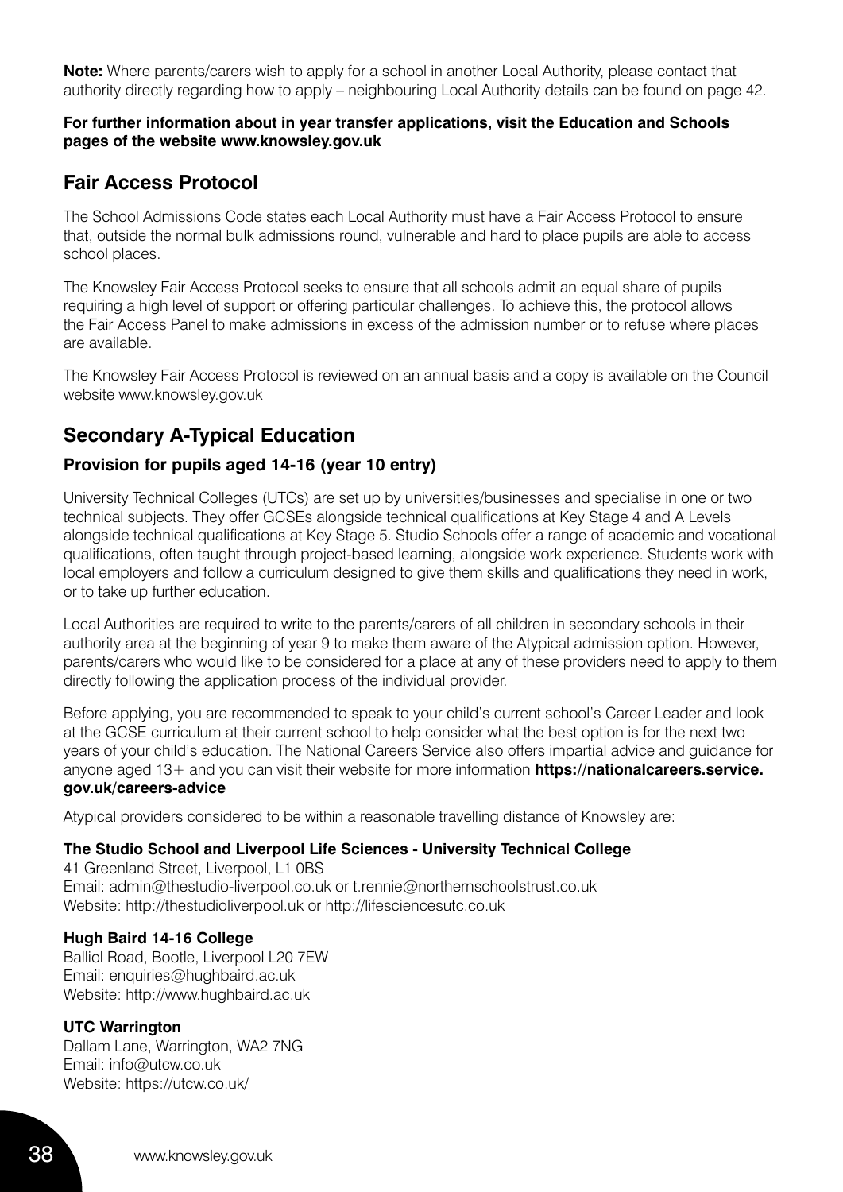**Note:** Where parents/carers wish to apply for a school in another Local Authority, please contact that authority directly regarding how to apply – neighbouring Local Authority details can be found on page 42.

**For further information about in year transfer applications, visit the Education and Schools pages of the website www.knowsley.gov.uk**

## Fair Access Protocol

The School Admissions Code states each Local Authority must have a Fair Access Protocol to ensure that, outside the normal bulk admissions round, vulnerable and hard to place pupils are able to access school places.

The Knowsley Fair Access Protocol seeks to ensure that all schools admit an equal share of pupils requiring a high level of support or offering particular challenges. To achieve this, the protocol allows the Fair Access Panel to make admissions in excess of the admission number or to refuse where places are available.

The Knowsley Fair Access Protocol is reviewed on an annual basis and a copy is available on the Council website www.knowsley.gov.uk

## Secondary A-Typical Education

### Provision for pupils aged 14-16 (year 10 entry)

University Technical Colleges (UTCs) are set up by universities/businesses and specialise in one or two technical subjects. They offer GCSEs alongside technical qualifications at Key Stage 4 and A Levels alongside technical qualifications at Key Stage 5. Studio Schools offer a range of academic and vocational qualifications, often taught through project-based learning, alongside work experience. Students work with local employers and follow a curriculum designed to give them skills and qualifications they need in work, or to take up further education.

Local Authorities are required to write to the parents/carers of all children in secondary schools in their authority area at the beginning of year 9 to make them aware of the Atypical admission option. However, parents/carers who would like to be considered for a place at any of these providers need to apply to them directly following the application process of the individual provider.

Before applying, you are recommended to speak to your child's current school's Career Leader and look at the GCSE curriculum at their current school to help consider what the best option is for the next two years of your child's education. The National Careers Service also offers impartial advice and guidance for anyone aged 13+ and you can visit their website for more information **https://nationalcareers.service.gov.uk/careers-advice**

Atypical providers considered to be within a reasonable travelling distance of Knowsley are:

**The Studio School and Liverpool Life Sciences - University Technical College**
41 Greenland Street, Liverpool, L1 0BS
Email: admin@thestudio-liverpool.co.uk or t.rennie@northernschoolstrust.co.uk
Website: http://thestudioliverpool.uk or http://lifesciencesutc.co.uk

**Hugh Baird 14-16 College**
Balliol Road, Bootle, Liverpool L20 7EW
Email: enquiries@hughbaird.ac.uk
Website: http://www.hughbaird.ac.uk

**UTC Warrington**
Dallam Lane, Warrington, WA2 7NG
Email: info@utcw.co.uk
Website: https://utcw.co.uk/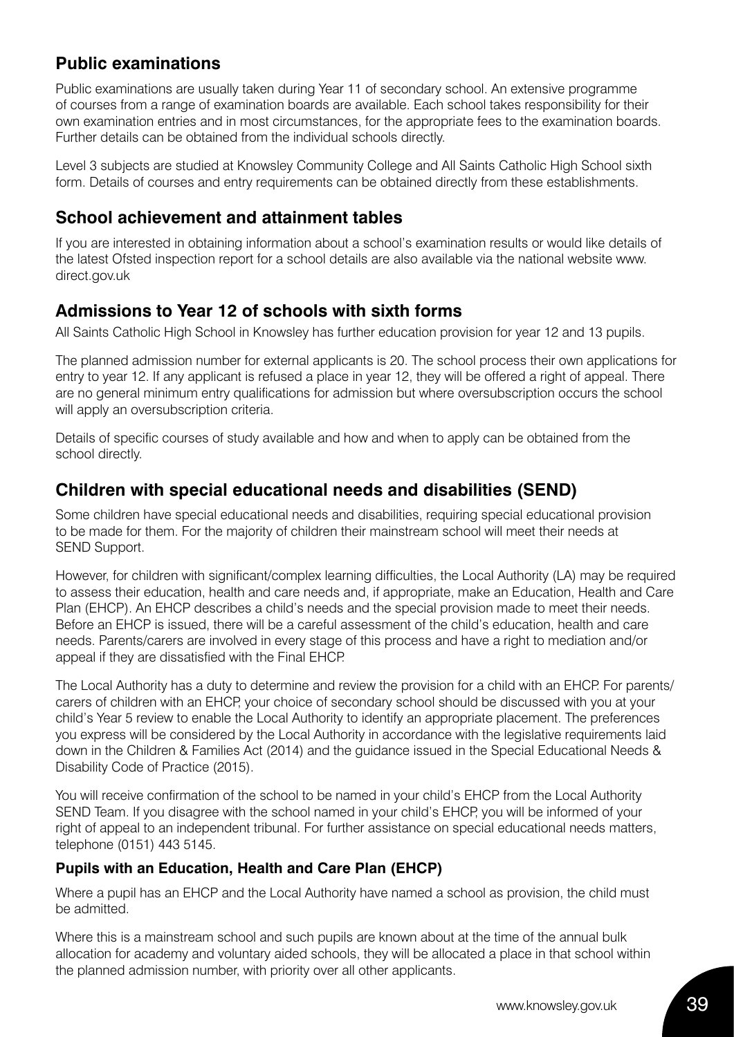## Public examinations

Public examinations are usually taken during Year 11 of secondary school. An extensive programme of courses from a range of examination boards are available. Each school takes responsibility for their own examination entries and in most circumstances, for the appropriate fees to the examination boards. Further details can be obtained from the individual schools directly.

Level 3 subjects are studied at Knowsley Community College and All Saints Catholic High School sixth form. Details of courses and entry requirements can be obtained directly from these establishments.

## School achievement and attainment tables

If you are interested in obtaining information about a school's examination results or would like details of the latest Ofsted inspection report for a school details are also available via the national website www.direct.gov.uk

## Admissions to Year 12 of schools with sixth forms

All Saints Catholic High School in Knowsley has further education provision for year 12 and 13 pupils.

The planned admission number for external applicants is 20. The school process their own applications for entry to year 12. If any applicant is refused a place in year 12, they will be offered a right of appeal. There are no general minimum entry qualifications for admission but where oversubscription occurs the school will apply an oversubscription criteria.

Details of specific courses of study available and how and when to apply can be obtained from the school directly.

## Children with special educational needs and disabilities (SEND)

Some children have special educational needs and disabilities, requiring special educational provision to be made for them. For the majority of children their mainstream school will meet their needs at SEND Support.

However, for children with significant/complex learning difficulties, the Local Authority (LA) may be required to assess their education, health and care needs and, if appropriate, make an Education, Health and Care Plan (EHCP). An EHCP describes a child's needs and the special provision made to meet their needs. Before an EHCP is issued, there will be a careful assessment of the child's education, health and care needs. Parents/carers are involved in every stage of this process and have a right to mediation and/or appeal if they are dissatisfied with the Final EHCP.

The Local Authority has a duty to determine and review the provision for a child with an EHCP. For parents/carers of children with an EHCP, your choice of secondary school should be discussed with you at your child's Year 5 review to enable the Local Authority to identify an appropriate placement. The preferences you express will be considered by the Local Authority in accordance with the legislative requirements laid down in the Children & Families Act (2014) and the guidance issued in the Special Educational Needs & Disability Code of Practice (2015).

You will receive confirmation of the school to be named in your child's EHCP from the Local Authority SEND Team. If you disagree with the school named in your child's EHCP, you will be informed of your right of appeal to an independent tribunal. For further assistance on special educational needs matters, telephone (0151) 443 5145.

### Pupils with an Education, Health and Care Plan (EHCP)

Where a pupil has an EHCP and the Local Authority have named a school as provision, the child must be admitted.

Where this is a mainstream school and such pupils are known about at the time of the annual bulk allocation for academy and voluntary aided schools, they will be allocated a place in that school within the planned admission number, with priority over all other applicants.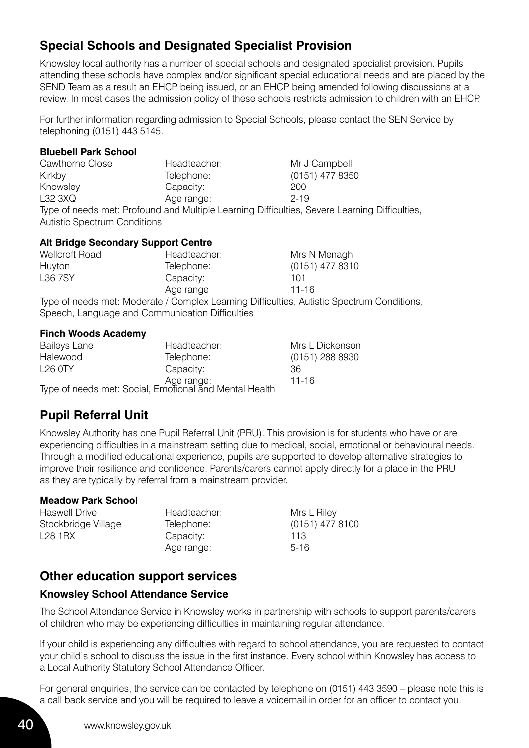## Special Schools and Designated Specialist Provision

Knowsley local authority has a number of special schools and designated specialist provision. Pupils attending these schools have complex and/or significant special educational needs and are placed by the SEND Team as a result an EHCP being issued, or an EHCP being amended following discussions at a review. In most cases the admission policy of these schools restricts admission to children with an EHCP.

For further information regarding admission to Special Schools, please contact the SEN Service by telephoning (0151) 443 5145.

**Bluebell Park School**

| | | |
|---|---|---|
| Cawthorne Close | Headteacher: | Mr J Campbell |
| Kirkby | Telephone: | (0151) 477 8350 |
| Knowsley | Capacity: | 200 |
| L32 3XQ | Age range: | 2-19 |

Type of needs met: Profound and Multiple Learning Difficulties, Severe Learning Difficulties, Autistic Spectrum Conditions

**Alt Bridge Secondary Support Centre**

| | | |
|---|---|---|
| Wellcroft Road | Headteacher: | Mrs N Menagh |
| Huyton | Telephone: | (0151) 477 8310 |
| L36 7SY | Capacity: | 101 |
| | Age range | 11-16 |

Type of needs met: Moderate / Complex Learning Difficulties, Autistic Spectrum Conditions, Speech, Language and Communication Difficulties

**Finch Woods Academy**

| | | |
|---|---|---|
| Baileys Lane | Headteacher: | Mrs L Dickenson |
| Halewood | Telephone: | (0151) 288 8930 |
| L26 0TY | Capacity: | 36 |
| | Age range: | 11-16 |

Type of needs met: Social, Emotional and Mental Health

## Pupil Referral Unit

Knowsley Authority has one Pupil Referral Unit (PRU). This provision is for students who have or are experiencing difficulties in a mainstream setting due to medical, social, emotional or behavioural needs. Through a modified educational experience, pupils are supported to develop alternative strategies to improve their resilience and confidence. Parents/carers cannot apply directly for a place in the PRU as they are typically by referral from a mainstream provider.

**Meadow Park School**

| | | |
|---|---|---|
| Haswell Drive | Headteacher: | Mrs L Riley |
| Stockbridge Village | Telephone: | (0151) 477 8100 |
| L28 1RX | Capacity: | 113 |
| | Age range: | 5-16 |

## Other education support services

### Knowsley School Attendance Service

The School Attendance Service in Knowsley works in partnership with schools to support parents/carers of children who may be experiencing difficulties in maintaining regular attendance.

If your child is experiencing any difficulties with regard to school attendance, you are requested to contact your child's school to discuss the issue in the first instance. Every school within Knowsley has access to a Local Authority Statutory School Attendance Officer.

For general enquiries, the service can be contacted by telephone on (0151) 443 3590 – please note this is a call back service and you will be required to leave a voicemail in order for an officer to contact you.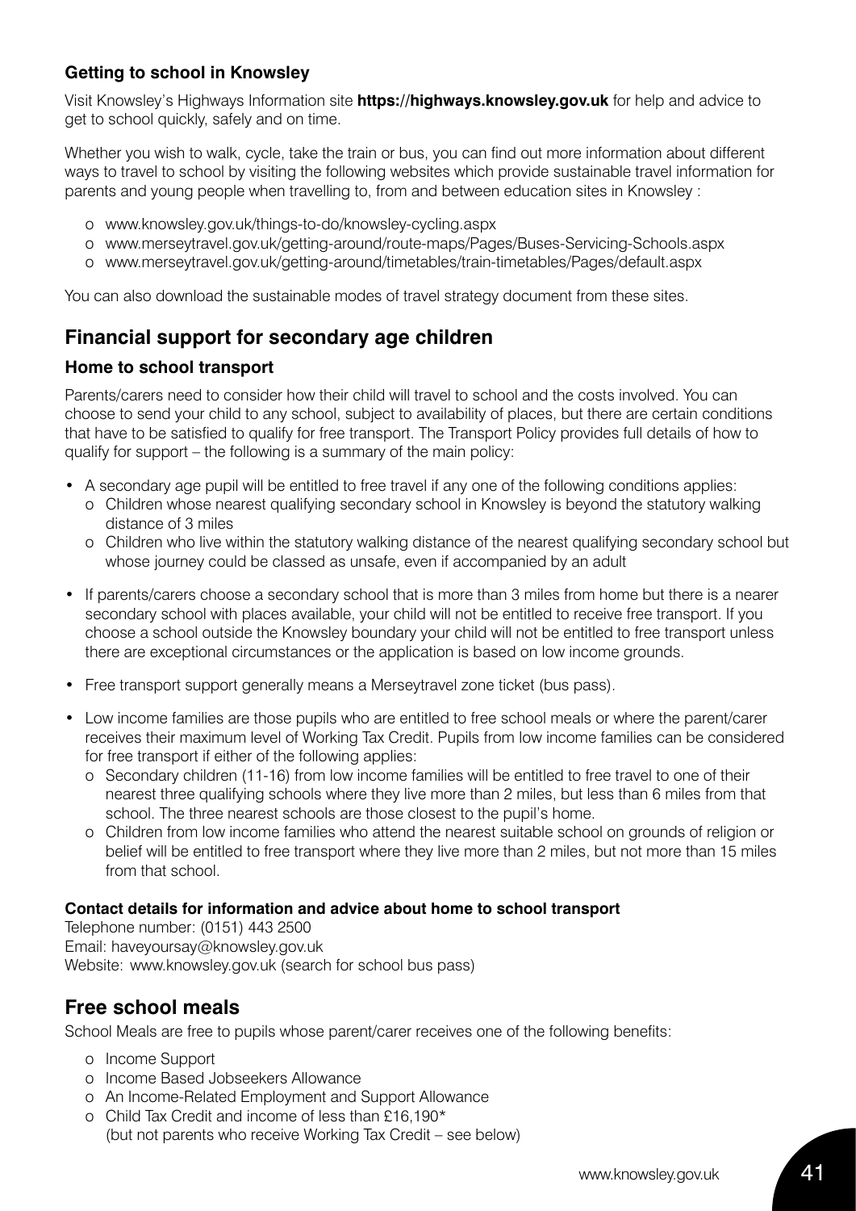**Getting to school in Knowsley**

Visit Knowsley's Highways Information site **https://highways.knowsley.gov.uk** for help and advice to get to school quickly, safely and on time.

Whether you wish to walk, cycle, take the train or bus, you can find out more information about different ways to travel to school by visiting the following websites which provide sustainable travel information for parents and young people when travelling to, from and between education sites in Knowsley :

- www.knowsley.gov.uk/things-to-do/knowsley-cycling.aspx
- www.merseytravel.gov.uk/getting-around/route-maps/Pages/Buses-Servicing-Schools.aspx
- www.merseytravel.gov.uk/getting-around/timetables/train-timetables/Pages/default.aspx

You can also download the sustainable modes of travel strategy document from these sites.

## Financial support for secondary age children

### Home to school transport

Parents/carers need to consider how their child will travel to school and the costs involved. You can choose to send your child to any school, subject to availability of places, but there are certain conditions that have to be satisfied to qualify for free transport. The Transport Policy provides full details of how to qualify for support – the following is a summary of the main policy:

- A secondary age pupil will be entitled to free travel if any one of the following conditions applies:
  - Children whose nearest qualifying secondary school in Knowsley is beyond the statutory walking distance of 3 miles
  - Children who live within the statutory walking distance of the nearest qualifying secondary school but whose journey could be classed as unsafe, even if accompanied by an adult
- If parents/carers choose a secondary school that is more than 3 miles from home but there is a nearer secondary school with places available, your child will not be entitled to receive free transport. If you choose a school outside the Knowsley boundary your child will not be entitled to free transport unless there are exceptional circumstances or the application is based on low income grounds.
- Free transport support generally means a Merseytravel zone ticket (bus pass).
- Low income families are those pupils who are entitled to free school meals or where the parent/carer receives their maximum level of Working Tax Credit. Pupils from low income families can be considered for free transport if either of the following applies:
  - Secondary children (11-16) from low income families will be entitled to free travel to one of their nearest three qualifying schools where they live more than 2 miles, but less than 6 miles from that school. The three nearest schools are those closest to the pupil's home.
  - Children from low income families who attend the nearest suitable school on grounds of religion or belief will be entitled to free transport where they live more than 2 miles, but not more than 15 miles from that school.

**Contact details for information and advice about home to school transport**

Telephone number: (0151) 443 2500
Email: haveyoursay@knowsley.gov.uk
Website: www.knowsley.gov.uk (search for school bus pass)

## Free school meals

School Meals are free to pupils whose parent/carer receives one of the following benefits:

- Income Support
- Income Based Jobseekers Allowance
- An Income-Related Employment and Support Allowance
- Child Tax Credit and income of less than £16,190*
  (but not parents who receive Working Tax Credit – see below)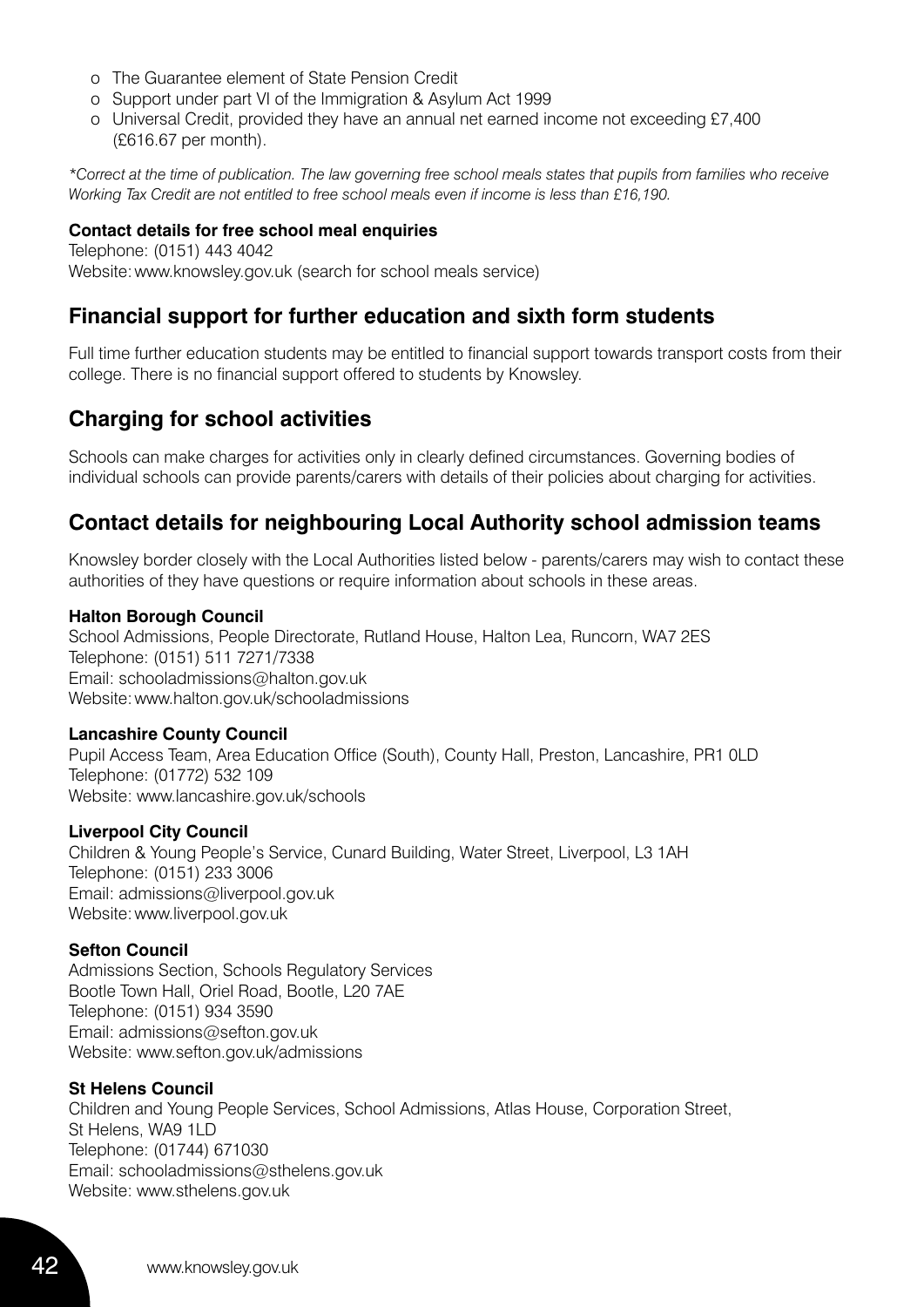- The Guarantee element of State Pension Credit
- Support under part VI of the Immigration & Asylum Act 1999
- Universal Credit, provided they have an annual net earned income not exceeding £7,400 (£616.67 per month).

*\*Correct at the time of publication. The law governing free school meals states that pupils from families who receive Working Tax Credit are not entitled to free school meals even if income is less than £16,190.*

**Contact details for free school meal enquiries**
Telephone: (0151) 443 4042
Website: www.knowsley.gov.uk (search for school meals service)

## Financial support for further education and sixth form students

Full time further education students may be entitled to financial support towards transport costs from their college. There is no financial support offered to students by Knowsley.

## Charging for school activities

Schools can make charges for activities only in clearly defined circumstances. Governing bodies of individual schools can provide parents/carers with details of their policies about charging for activities.

## Contact details for neighbouring Local Authority school admission teams

Knowsley border closely with the Local Authorities listed below - parents/carers may wish to contact these authorities of they have questions or require information about schools in these areas.

**Halton Borough Council**
School Admissions, People Directorate, Rutland House, Halton Lea, Runcorn, WA7 2ES
Telephone: (0151) 511 7271/7338
Email: schooladmissions@halton.gov.uk
Website: www.halton.gov.uk/schooladmissions

**Lancashire County Council**
Pupil Access Team, Area Education Office (South), County Hall, Preston, Lancashire, PR1 0LD
Telephone: (01772) 532 109
Website: www.lancashire.gov.uk/schools

**Liverpool City Council**
Children & Young People's Service, Cunard Building, Water Street, Liverpool, L3 1AH
Telephone: (0151) 233 3006
Email: admissions@liverpool.gov.uk
Website: www.liverpool.gov.uk

**Sefton Council**
Admissions Section, Schools Regulatory Services
Bootle Town Hall, Oriel Road, Bootle, L20 7AE
Telephone: (0151) 934 3590
Email: admissions@sefton.gov.uk
Website: www.sefton.gov.uk/admissions

**St Helens Council**
Children and Young People Services, School Admissions, Atlas House, Corporation Street, St Helens, WA9 1LD
Telephone: (01744) 671030
Email: schooladmissions@sthelens.gov.uk
Website: www.sthelens.gov.uk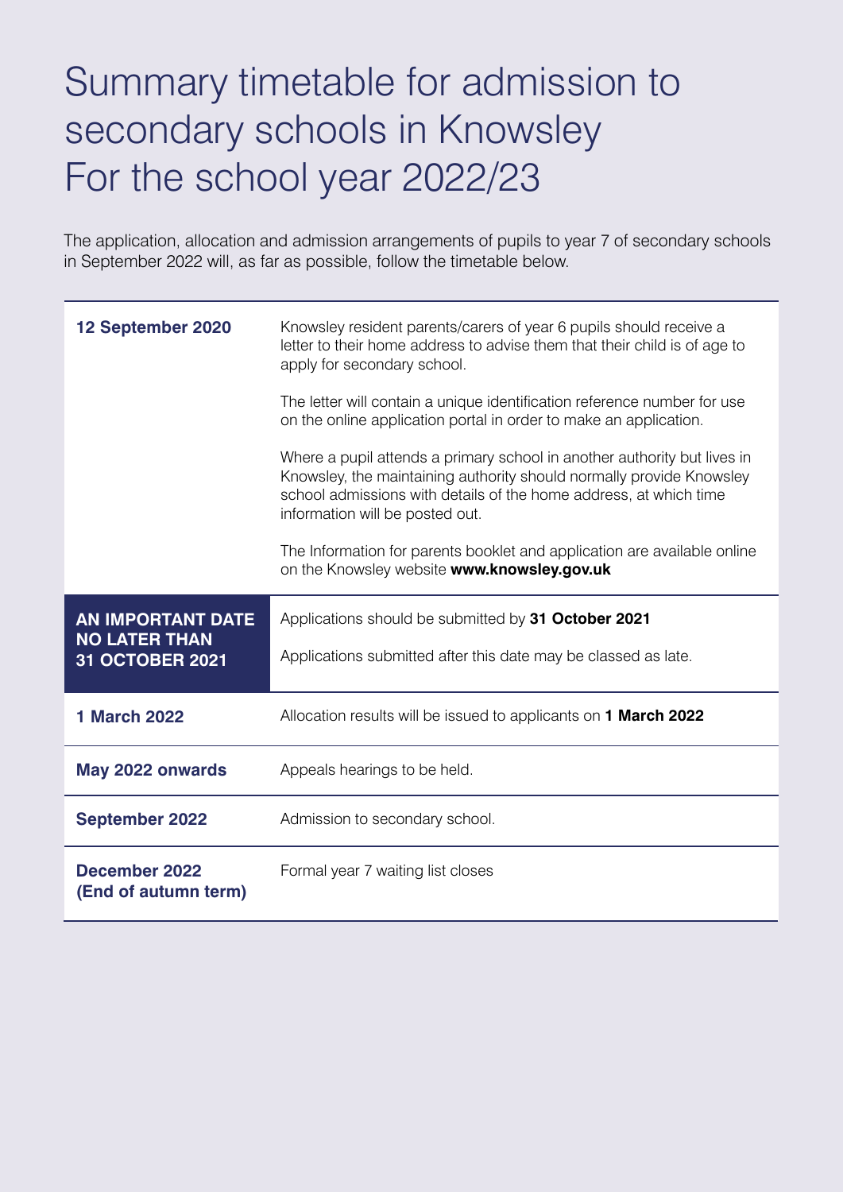# Summary timetable for admission to secondary schools in Knowsley For the school year 2022/23

The application, allocation and admission arrangements of pupils to year 7 of secondary schools in September 2022 will, as far as possible, follow the timetable below.

| Date | Details |
|---|---|
| **12 September 2020** | Knowsley resident parents/carers of year 6 pupils should receive a letter to their home address to advise them that their child is of age to apply for secondary school.<br><br>The letter will contain a unique identification reference number for use on the online application portal in order to make an application.<br><br>Where a pupil attends a primary school in another authority but lives in Knowsley, the maintaining authority should normally provide Knowsley school admissions with details of the home address, at which time information will be posted out.<br><br>The Information for parents booklet and application are available online on the Knowsley website **www.knowsley.gov.uk** |
| **AN IMPORTANT DATE NO LATER THAN 31 OCTOBER 2021** | Applications should be submitted by **31 October 2021**<br><br>Applications submitted after this date may be classed as late. |
| **1 March 2022** | Allocation results will be issued to applicants on **1 March 2022** |
| **May 2022 onwards** | Appeals hearings to be held. |
| **September 2022** | Admission to secondary school. |
| **December 2022 (End of autumn term)** | Formal year 7 waiting list closes |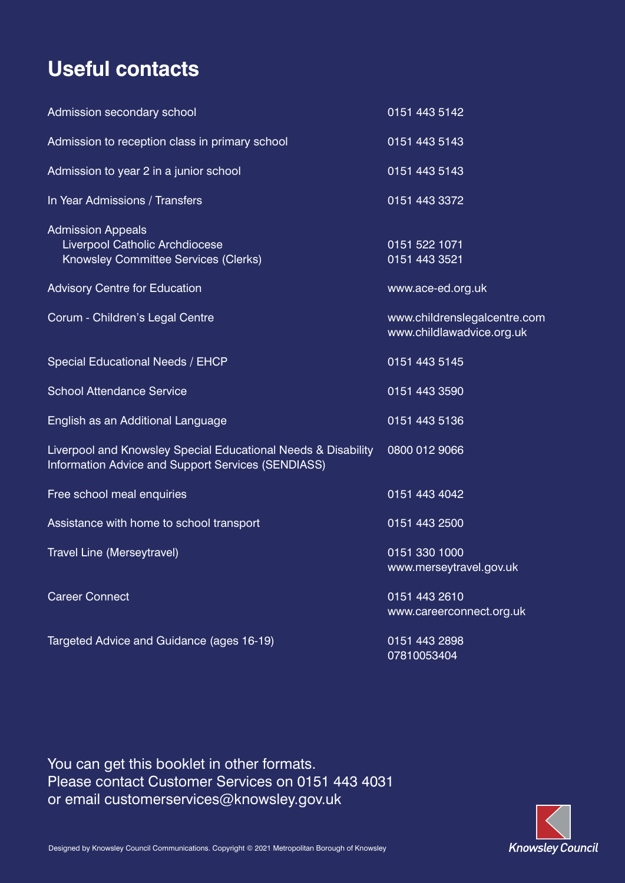## Useful contacts

| | |
|---|---|
| Admission secondary school | 0151 443 5142 |
| Admission to reception class in primary school | 0151 443 5143 |
| Admission to year 2 in a junior school | 0151 443 5143 |
| In Year Admissions / Transfers | 0151 443 3372 |
| Admission Appeals | |
| Liverpool Catholic Archdiocese | 0151 522 1071 |
| Knowsley Committee Services (Clerks) | 0151 443 3521 |
| Advisory Centre for Education | www.ace-ed.org.uk |
| Corum - Children's Legal Centre | www.childrenslegalcentre.com<br>www.childlawadvice.org.uk |
| Special Educational Needs / EHCP | 0151 443 5145 |
| School Attendance Service | 0151 443 3590 |
| English as an Additional Language | 0151 443 5136 |
| Liverpool and Knowsley Special Educational Needs & Disability Information Advice and Support Services (SENDIASS) | 0800 012 9066 |
| Free school meal enquiries | 0151 443 4042 |
| Assistance with home to school transport | 0151 443 2500 |
| Travel Line (Merseytravel) | 0151 330 1000<br>www.merseytravel.gov.uk |
| Career Connect | 0151 443 2610<br>www.careerconnect.org.uk |
| Targeted Advice and Guidance (ages 16-19) | 0151 443 2898<br>07810053404 |

You can get this booklet in other formats.
Please contact Customer Services on 0151 443 4031
or email customerservices@knowsley.gov.uk

Designed by Knowsley Council Communications. Copyright © 2021 Metropolitan Borough of Knowsley

Knowsley Council